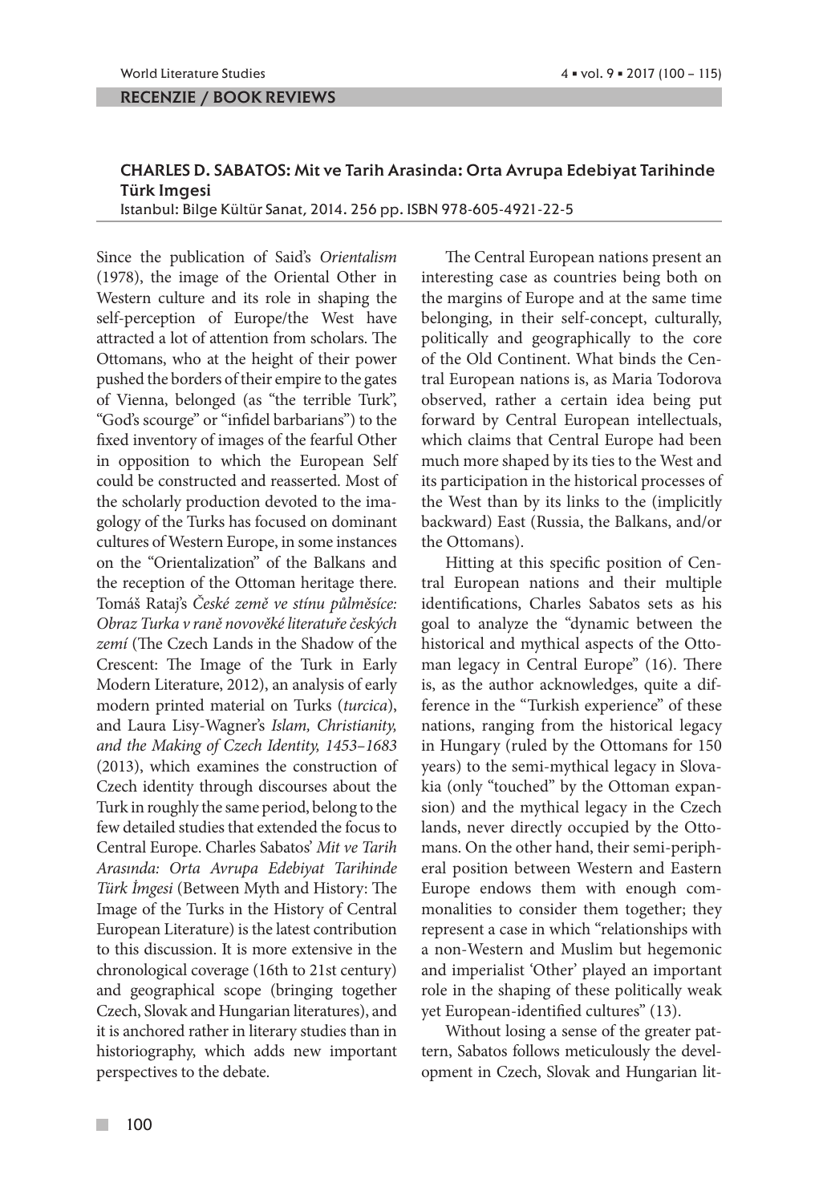**RECENZIE / BOOK REVIEWS**

**CHARLES D. SABATOS: Mit ve Tarih Arasinda: Orta Avrupa Edebiyat Tarihinde Türk Imgesi**
Istanbul: Bilge Kültür Sanat, 2014. 256 pp. ISBN 978-605-4921-22-5

Since the publication of Said's *Orientalism* (1978), the image of the Oriental Other in Western culture and its role in shaping the self-perception of Europe/the West have attracted a lot of attention from scholars. The Ottomans, who at the height of their power pushed the borders of their empire to the gates of Vienna, belonged (as "the terrible Turk", "God's scourge" or "infidel barbarians") to the fixed inventory of images of the fearful Other in opposition to which the European Self could be constructed and reasserted. Most of the scholarly production devoted to the imagology of the Turks has focused on dominant cultures of Western Europe, in some instances on the "Orientalization" of the Balkans and the reception of the Ottoman heritage there. Tomáš Rataj's *České země ve stínu půlměsíce: Obraz Turka v raně novověké literatuře českých zemí* (The Czech Lands in the Shadow of the Crescent: The Image of the Turk in Early Modern Literature, 2012), an analysis of early modern printed material on Turks (*turcica*), and Laura Lisy-Wagner's *Islam, Christianity, and the Making of Czech Identity, 1453–1683* (2013), which examines the construction of Czech identity through discourses about the Turk in roughly the same period, belong to the few detailed studies that extended the focus to Central Europe. Charles Sabatos' *Mit ve Tarih Arasında: Orta Avrupa Edebiyat Tarihinde Türk İmgesi* (Between Myth and History: The Image of the Turks in the History of Central European Literature) is the latest contribution to this discussion. It is more extensive in the chronological coverage (16th to 21st century) and geographical scope (bringing together Czech, Slovak and Hungarian literatures), and it is anchored rather in literary studies than in historiography, which adds new important perspectives to the debate.

The Central European nations present an interesting case as countries being both on the margins of Europe and at the same time belonging, in their self-concept, culturally, politically and geographically to the core of the Old Continent. What binds the Central European nations is, as Maria Todorova observed, rather a certain idea being put forward by Central European intellectuals, which claims that Central Europe had been much more shaped by its ties to the West and its participation in the historical processes of the West than by its links to the (implicitly backward) East (Russia, the Balkans, and/or the Ottomans).

Hitting at this specific position of Central European nations and their multiple identifications, Charles Sabatos sets as his goal to analyze the "dynamic between the historical and mythical aspects of the Ottoman legacy in Central Europe" (16). There is, as the author acknowledges, quite a difference in the "Turkish experience" of these nations, ranging from the historical legacy in Hungary (ruled by the Ottomans for 150 years) to the semi-mythical legacy in Slovakia (only "touched" by the Ottoman expansion) and the mythical legacy in the Czech lands, never directly occupied by the Ottomans. On the other hand, their semi-peripheral position between Western and Eastern Europe endows them with enough commonalities to consider them together; they represent a case in which "relationships with a non-Western and Muslim but hegemonic and imperialist 'Other' played an important role in the shaping of these politically weak yet European-identified cultures" (13).

Without losing a sense of the greater pattern, Sabatos follows meticulously the development in Czech, Slovak and Hungarian lit-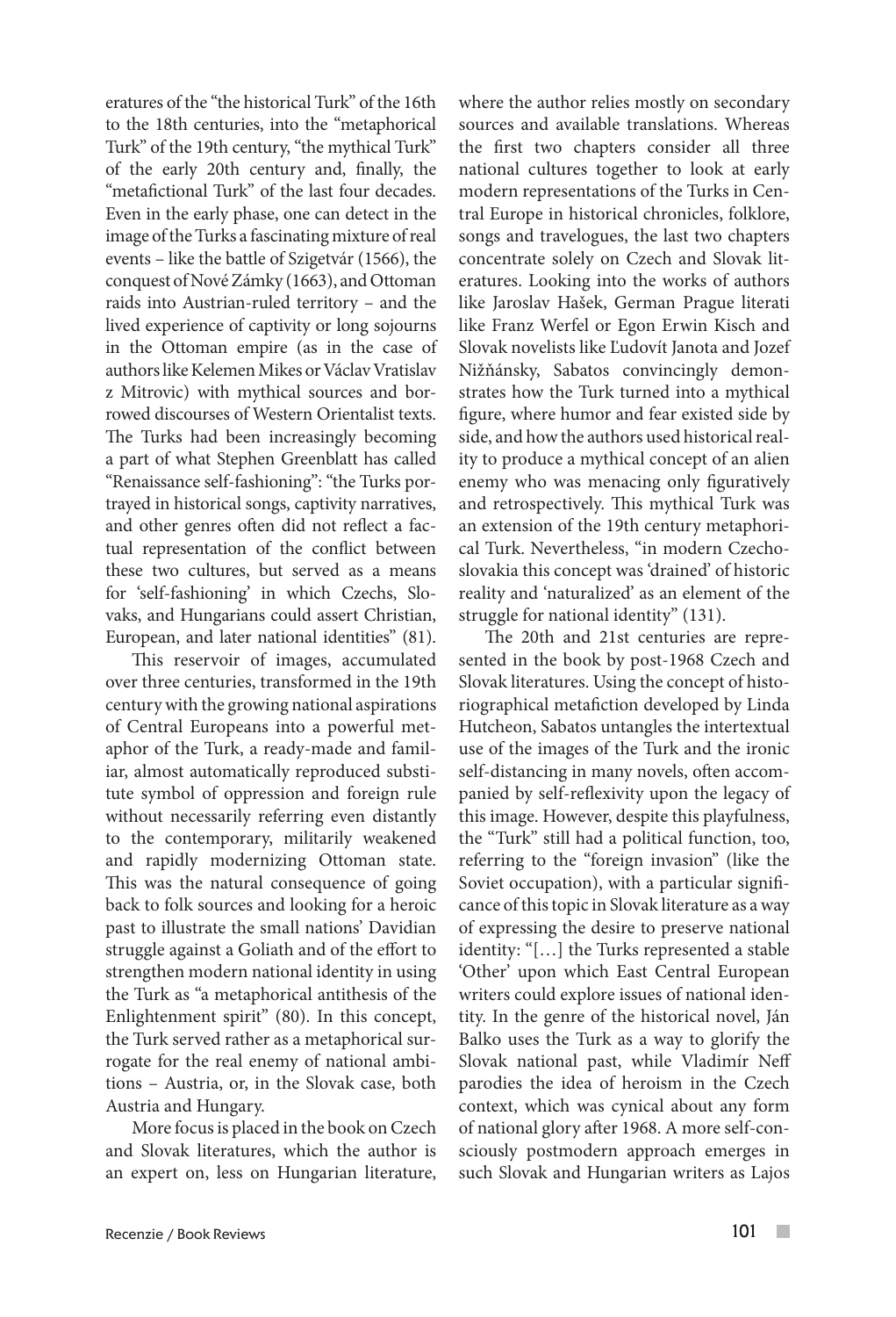eratures of the "the historical Turk" of the 16th to the 18th centuries, into the "metaphorical Turk" of the 19th century, "the mythical Turk" of the early 20th century and, finally, the "metafictional Turk" of the last four decades. Even in the early phase, one can detect in the image of the Turks a fascinating mixture of real events – like the battle of Szigetvár (1566), the conquest of Nové Zámky (1663), and Ottoman raids into Austrian-ruled territory – and the lived experience of captivity or long sojourns in the Ottoman empire (as in the case of authors like Kelemen Mikes or Václav Vratislav z Mitrovic) with mythical sources and borrowed discourses of Western Orientalist texts. The Turks had been increasingly becoming a part of what Stephen Greenblatt has called "Renaissance self-fashioning": "the Turks portrayed in historical songs, captivity narratives, and other genres often did not reflect a factual representation of the conflict between these two cultures, but served as a means for 'self-fashioning' in which Czechs, Slovaks, and Hungarians could assert Christian, European, and later national identities" (81).

This reservoir of images, accumulated over three centuries, transformed in the 19th century with the growing national aspirations of Central Europeans into a powerful metaphor of the Turk, a ready-made and familiar, almost automatically reproduced substitute symbol of oppression and foreign rule without necessarily referring even distantly to the contemporary, militarily weakened and rapidly modernizing Ottoman state. This was the natural consequence of going back to folk sources and looking for a heroic past to illustrate the small nations' Davidian struggle against a Goliath and of the effort to strengthen modern national identity in using the Turk as "a metaphorical antithesis of the Enlightenment spirit" (80). In this concept, the Turk served rather as a metaphorical surrogate for the real enemy of national ambitions – Austria, or, in the Slovak case, both Austria and Hungary.

More focus is placed in the book on Czech and Slovak literatures, which the author is an expert on, less on Hungarian literature, where the author relies mostly on secondary sources and available translations. Whereas the first two chapters consider all three national cultures together to look at early modern representations of the Turks in Central Europe in historical chronicles, folklore, songs and travelogues, the last two chapters concentrate solely on Czech and Slovak literatures. Looking into the works of authors like Jaroslav Hašek, German Prague literati like Franz Werfel or Egon Erwin Kisch and Slovak novelists like Ľudovít Janota and Jozef Nižňánsky, Sabatos convincingly demonstrates how the Turk turned into a mythical figure, where humor and fear existed side by side, and how the authors used historical reality to produce a mythical concept of an alien enemy who was menacing only figuratively and retrospectively. This mythical Turk was an extension of the 19th century metaphorical Turk. Nevertheless, "in modern Czechoslovakia this concept was 'drained' of historic reality and 'naturalized' as an element of the struggle for national identity" (131).

The 20th and 21st centuries are represented in the book by post-1968 Czech and Slovak literatures. Using the concept of historiographical metafiction developed by Linda Hutcheon, Sabatos untangles the intertextual use of the images of the Turk and the ironic self-distancing in many novels, often accompanied by self-reflexivity upon the legacy of this image. However, despite this playfulness, the "Turk" still had a political function, too, referring to the "foreign invasion" (like the Soviet occupation), with a particular significance of this topic in Slovak literature as a way of expressing the desire to preserve national identity: "[…] the Turks represented a stable 'Other' upon which East Central European writers could explore issues of national identity. In the genre of the historical novel, Ján Balko uses the Turk as a way to glorify the Slovak national past, while Vladimír Neff parodies the idea of heroism in the Czech context, which was cynical about any form of national glory after 1968. A more self-consciously postmodern approach emerges in such Slovak and Hungarian writers as Lajos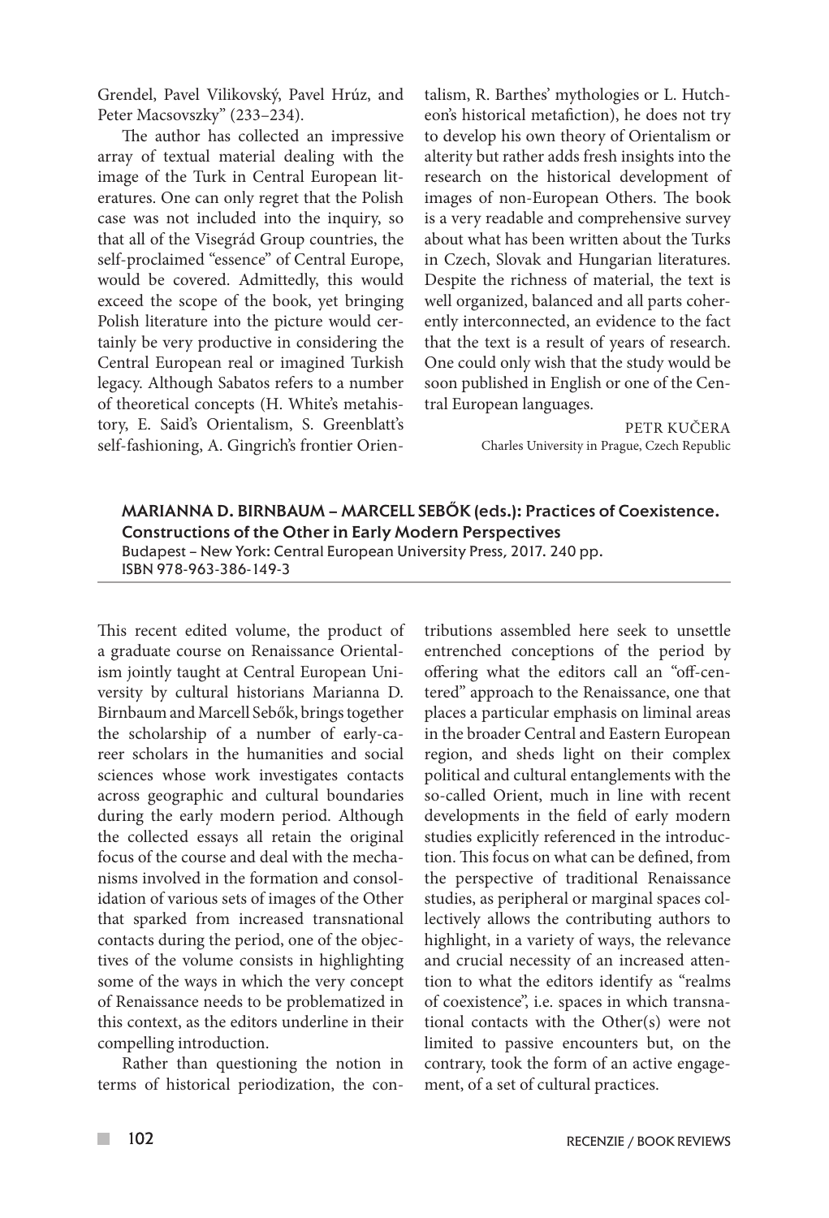Grendel, Pavel Vilikovský, Pavel Hrúz, and Peter Macsovszky" (233–234).

The author has collected an impressive array of textual material dealing with the image of the Turk in Central European literatures. One can only regret that the Polish case was not included into the inquiry, so that all of the Visegrád Group countries, the self-proclaimed "essence" of Central Europe, would be covered. Admittedly, this would exceed the scope of the book, yet bringing Polish literature into the picture would certainly be very productive in considering the Central European real or imagined Turkish legacy. Although Sabatos refers to a number of theoretical concepts (H. White's metahistory, E. Said's Orientalism, S. Greenblatt's self-fashioning, A. Gingrich's frontier Orientalism, R. Barthes' mythologies or L. Hutcheon's historical metafiction), he does not try to develop his own theory of Orientalism or alterity but rather adds fresh insights into the research on the historical development of images of non-European Others. The book is a very readable and comprehensive survey about what has been written about the Turks in Czech, Slovak and Hungarian literatures. Despite the richness of material, the text is well organized, balanced and all parts coherently interconnected, an evidence to the fact that the text is a result of years of research. One could only wish that the study would be soon published in English or one of the Central European languages.

PETR KUČERA
Charles University in Prague, Czech Republic

## MARIANNA D. BIRNBAUM – MARCELL SEBŐK (eds.): Practices of Coexistence. Constructions of the Other in Early Modern Perspectives

Budapest – New York: Central European University Press, 2017. 240 pp.
ISBN 978-963-386-149-3

This recent edited volume, the product of a graduate course on Renaissance Orientalism jointly taught at Central European University by cultural historians Marianna D. Birnbaum and Marcell Sebők, brings together the scholarship of a number of early-career scholars in the humanities and social sciences whose work investigates contacts across geographic and cultural boundaries during the early modern period. Although the collected essays all retain the original focus of the course and deal with the mechanisms involved in the formation and consolidation of various sets of images of the Other that sparked from increased transnational contacts during the period, one of the objectives of the volume consists in highlighting some of the ways in which the very concept of Renaissance needs to be problematized in this context, as the editors underline in their compelling introduction.

Rather than questioning the notion in terms of historical periodization, the contributions assembled here seek to unsettle entrenched conceptions of the period by offering what the editors call an "off-centered" approach to the Renaissance, one that places a particular emphasis on liminal areas in the broader Central and Eastern European region, and sheds light on their complex political and cultural entanglements with the so-called Orient, much in line with recent developments in the field of early modern studies explicitly referenced in the introduction. This focus on what can be defined, from the perspective of traditional Renaissance studies, as peripheral or marginal spaces collectively allows the contributing authors to highlight, in a variety of ways, the relevance and crucial necessity of an increased attention to what the editors identify as "realms of coexistence", i.e. spaces in which transnational contacts with the Other(s) were not limited to passive encounters but, on the contrary, took the form of an active engagement, of a set of cultural practices.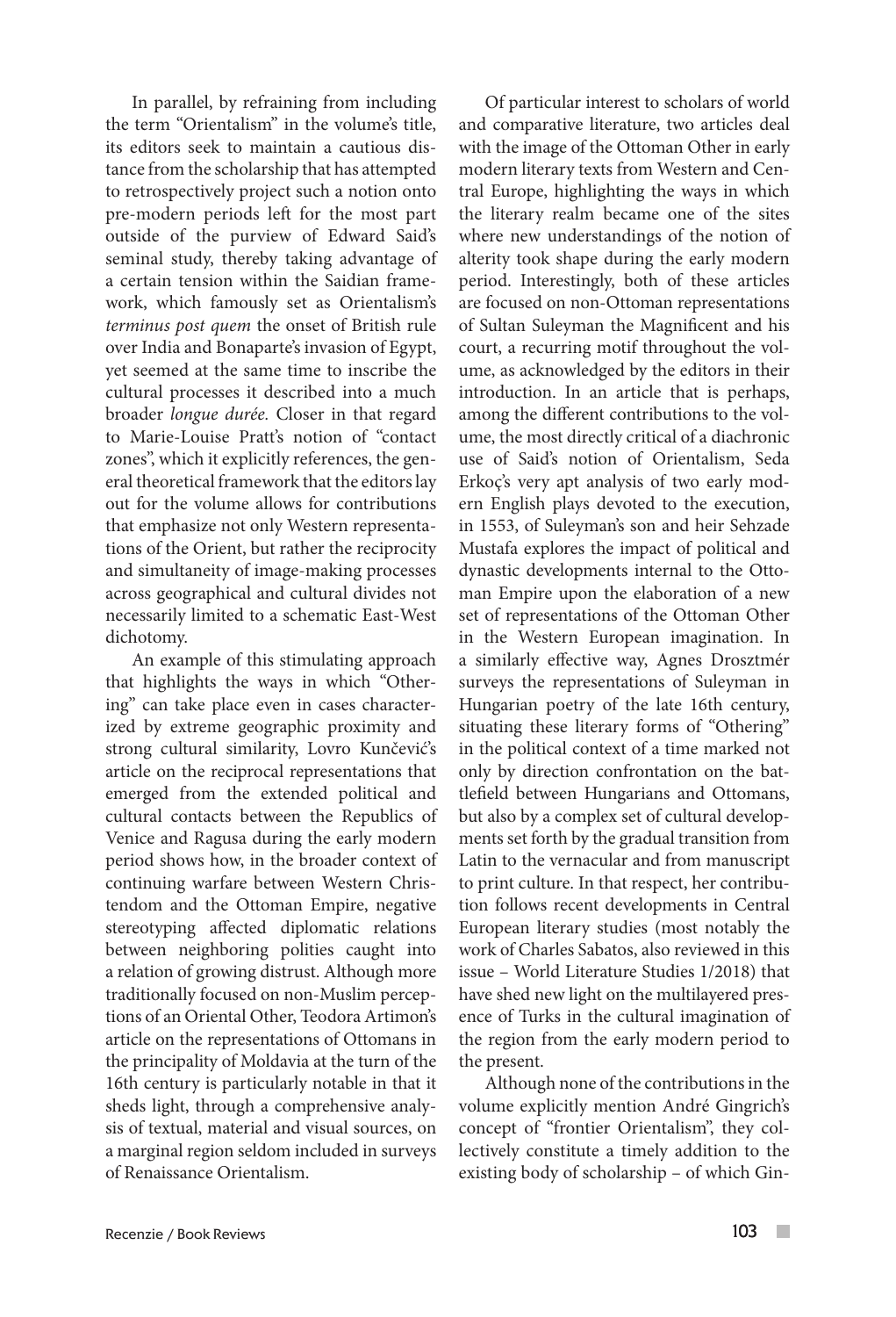In parallel, by refraining from including the term "Orientalism" in the volume's title, its editors seek to maintain a cautious distance from the scholarship that has attempted to retrospectively project such a notion onto pre-modern periods left for the most part outside of the purview of Edward Said's seminal study, thereby taking advantage of a certain tension within the Saidian framework, which famously set as Orientalism's *terminus post quem* the onset of British rule over India and Bonaparte's invasion of Egypt, yet seemed at the same time to inscribe the cultural processes it described into a much broader *longue durée.* Closer in that regard to Marie-Louise Pratt's notion of "contact zones", which it explicitly references, the general theoretical framework that the editors lay out for the volume allows for contributions that emphasize not only Western representations of the Orient, but rather the reciprocity and simultaneity of image-making processes across geographical and cultural divides not necessarily limited to a schematic East-West dichotomy.

An example of this stimulating approach that highlights the ways in which "Othering" can take place even in cases characterized by extreme geographic proximity and strong cultural similarity, Lovro Kunčević's article on the reciprocal representations that emerged from the extended political and cultural contacts between the Republics of Venice and Ragusa during the early modern period shows how, in the broader context of continuing warfare between Western Christendom and the Ottoman Empire, negative stereotyping affected diplomatic relations between neighboring polities caught into a relation of growing distrust. Although more traditionally focused on non-Muslim perceptions of an Oriental Other, Teodora Artimon's article on the representations of Ottomans in the principality of Moldavia at the turn of the 16th century is particularly notable in that it sheds light, through a comprehensive analysis of textual, material and visual sources, on a marginal region seldom included in surveys of Renaissance Orientalism.

Of particular interest to scholars of world and comparative literature, two articles deal with the image of the Ottoman Other in early modern literary texts from Western and Central Europe, highlighting the ways in which the literary realm became one of the sites where new understandings of the notion of alterity took shape during the early modern period. Interestingly, both of these articles are focused on non-Ottoman representations of Sultan Suleyman the Magnificent and his court, a recurring motif throughout the volume, as acknowledged by the editors in their introduction. In an article that is perhaps, among the different contributions to the volume, the most directly critical of a diachronic use of Said's notion of Orientalism, Seda Erkoç's very apt analysis of two early modern English plays devoted to the execution, in 1553, of Suleyman's son and heir Sehzade Mustafa explores the impact of political and dynastic developments internal to the Ottoman Empire upon the elaboration of a new set of representations of the Ottoman Other in the Western European imagination. In a similarly effective way, Agnes Drosztmér surveys the representations of Suleyman in Hungarian poetry of the late 16th century, situating these literary forms of "Othering" in the political context of a time marked not only by direction confrontation on the battlefield between Hungarians and Ottomans, but also by a complex set of cultural developments set forth by the gradual transition from Latin to the vernacular and from manuscript to print culture. In that respect, her contribution follows recent developments in Central European literary studies (most notably the work of Charles Sabatos, also reviewed in this issue – World Literature Studies 1/2018) that have shed new light on the multilayered presence of Turks in the cultural imagination of the region from the early modern period to the present.

Although none of the contributions in the volume explicitly mention André Gingrich's concept of "frontier Orientalism", they collectively constitute a timely addition to the existing body of scholarship – of which Gin-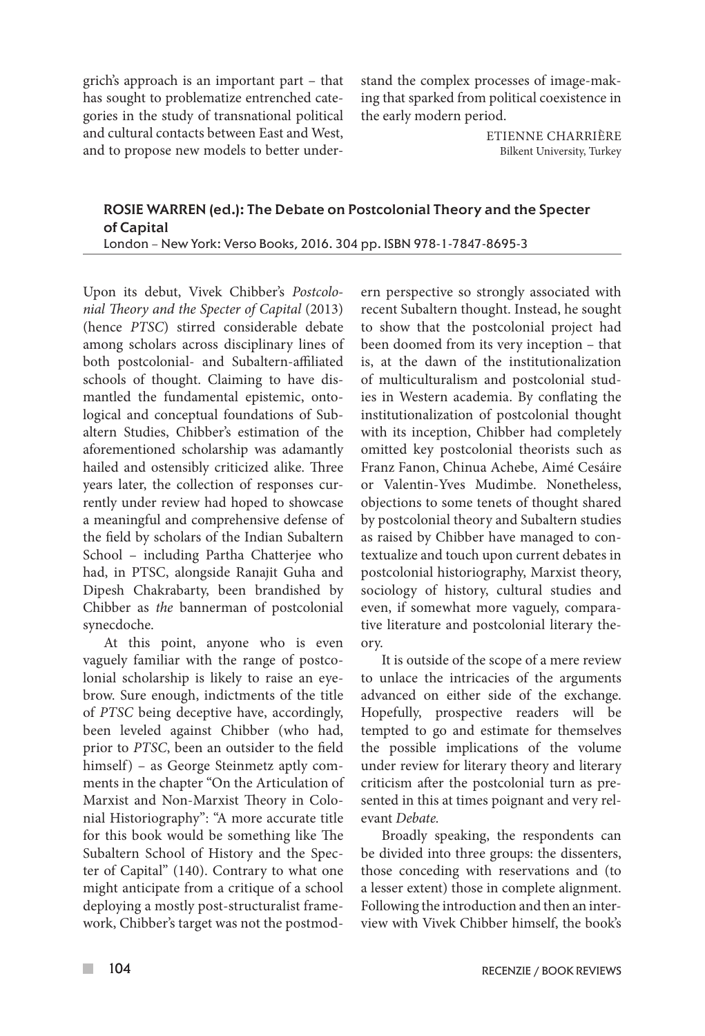grich's approach is an important part – that has sought to problematize entrenched categories in the study of transnational political and cultural contacts between East and West, and to propose new models to better understand the complex processes of image-making that sparked from political coexistence in the early modern period.

ETIENNE CHARRIÈRE
Bilkent University, Turkey

### ROSIE WARREN (ed.): The Debate on Postcolonial Theory and the Specter of Capital

London – New York: Verso Books, 2016. 304 pp. ISBN 978-1-7847-8695-3

Upon its debut, Vivek Chibber's *Postcolonial Theory and the Specter of Capital* (2013) (hence *PTSC*) stirred considerable debate among scholars across disciplinary lines of both postcolonial- and Subaltern-affiliated schools of thought. Claiming to have dismantled the fundamental epistemic, ontological and conceptual foundations of Subaltern Studies, Chibber's estimation of the aforementioned scholarship was adamantly hailed and ostensibly criticized alike. Three years later, the collection of responses currently under review had hoped to showcase a meaningful and comprehensive defense of the field by scholars of the Indian Subaltern School – including Partha Chatterjee who had, in PTSC, alongside Ranajit Guha and Dipesh Chakrabarty, been brandished by Chibber as *the* bannerman of postcolonial synecdoche.

At this point, anyone who is even vaguely familiar with the range of postcolonial scholarship is likely to raise an eyebrow. Sure enough, indictments of the title of *PTSC* being deceptive have, accordingly, been leveled against Chibber (who had, prior to *PTSC*, been an outsider to the field himself) – as George Steinmetz aptly comments in the chapter "On the Articulation of Marxist and Non-Marxist Theory in Colonial Historiography": "A more accurate title for this book would be something like The Subaltern School of History and the Specter of Capital" (140). Contrary to what one might anticipate from a critique of a school deploying a mostly post-structuralist framework, Chibber's target was not the postmodern perspective so strongly associated with recent Subaltern thought. Instead, he sought to show that the postcolonial project had been doomed from its very inception – that is, at the dawn of the institutionalization of multiculturalism and postcolonial studies in Western academia. By conflating the institutionalization of postcolonial thought with its inception, Chibber had completely omitted key postcolonial theorists such as Franz Fanon, Chinua Achebe, Aimé Cesáire or Valentin-Yves Mudimbe. Nonetheless, objections to some tenets of thought shared by postcolonial theory and Subaltern studies as raised by Chibber have managed to contextualize and touch upon current debates in postcolonial historiography, Marxist theory, sociology of history, cultural studies and even, if somewhat more vaguely, comparative literature and postcolonial literary theory.

It is outside of the scope of a mere review to unlace the intricacies of the arguments advanced on either side of the exchange. Hopefully, prospective readers will be tempted to go and estimate for themselves the possible implications of the volume under review for literary theory and literary criticism after the postcolonial turn as presented in this at times poignant and very relevant *Debate*.

Broadly speaking, the respondents can be divided into three groups: the dissenters, those conceding with reservations and (to a lesser extent) those in complete alignment. Following the introduction and then an interview with Vivek Chibber himself, the book's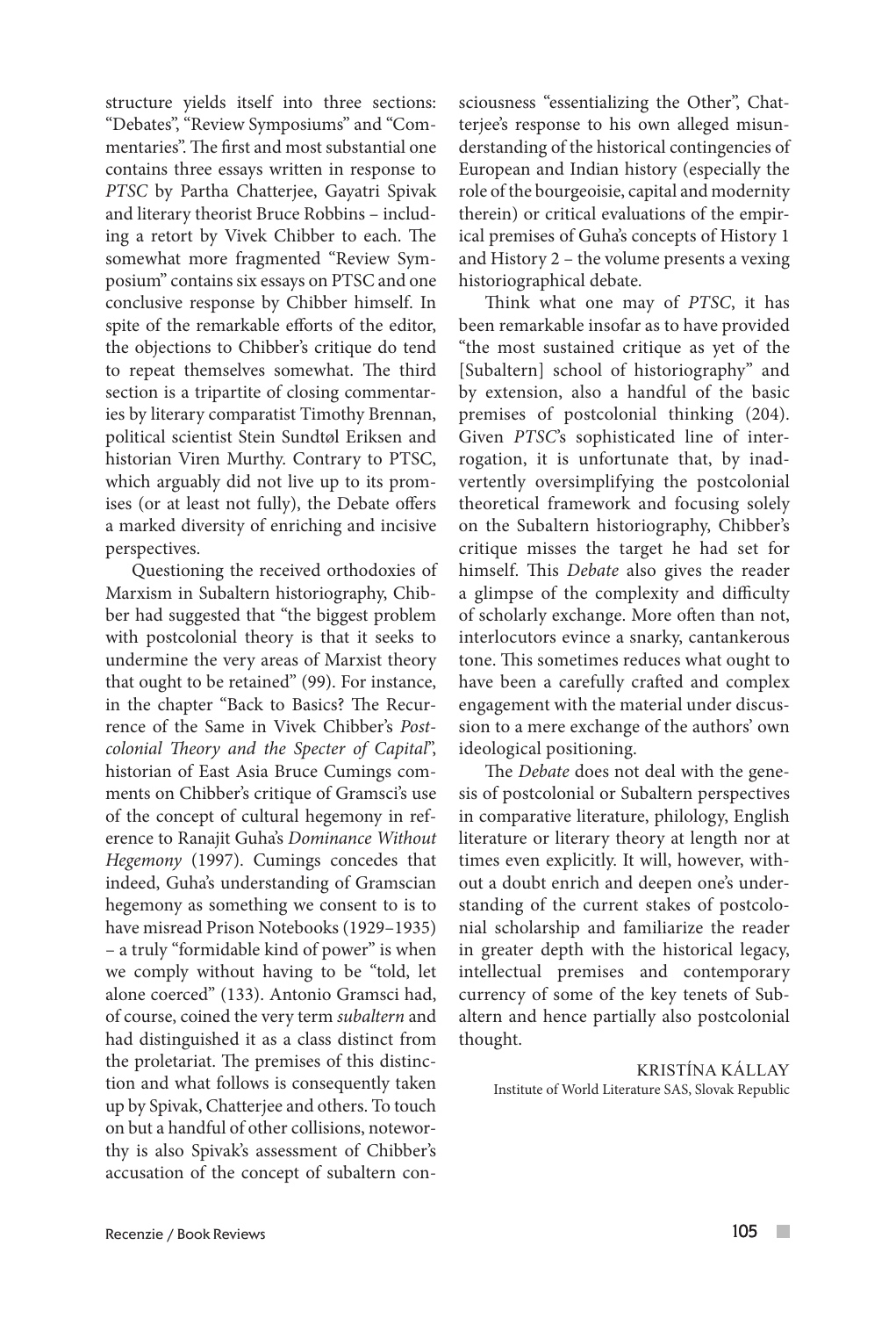structure yields itself into three sections: "Debates", "Review Symposiums" and "Commentaries". The first and most substantial one contains three essays written in response to *PTSC* by Partha Chatterjee, Gayatri Spivak and literary theorist Bruce Robbins – including a retort by Vivek Chibber to each. The somewhat more fragmented "Review Symposium" contains six essays on PTSC and one conclusive response by Chibber himself. In spite of the remarkable efforts of the editor, the objections to Chibber's critique do tend to repeat themselves somewhat. The third section is a tripartite of closing commentaries by literary comparatist Timothy Brennan, political scientist Stein Sundtøl Eriksen and historian Viren Murthy. Contrary to PTSC, which arguably did not live up to its promises (or at least not fully), the Debate offers a marked diversity of enriching and incisive perspectives.

Questioning the received orthodoxies of Marxism in Subaltern historiography, Chibber had suggested that "the biggest problem with postcolonial theory is that it seeks to undermine the very areas of Marxist theory that ought to be retained" (99). For instance, in the chapter "Back to Basics? The Recurrence of the Same in Vivek Chibber's *Postcolonial Theory and the Specter of Capital*", historian of East Asia Bruce Cumings comments on Chibber's critique of Gramsci's use of the concept of cultural hegemony in reference to Ranajit Guha's *Dominance Without Hegemony* (1997). Cumings concedes that indeed, Guha's understanding of Gramscian hegemony as something we consent to is to have misread Prison Notebooks (1929–1935) – a truly "formidable kind of power" is when we comply without having to be "told, let alone coerced" (133). Antonio Gramsci had, of course, coined the very term *subaltern* and had distinguished it as a class distinct from the proletariat. The premises of this distinction and what follows is consequently taken up by Spivak, Chatterjee and others. To touch on but a handful of other collisions, noteworthy is also Spivak's assessment of Chibber's accusation of the concept of subaltern consciousness "essentializing the Other", Chatterjee's response to his own alleged misunderstanding of the historical contingencies of European and Indian history (especially the role of the bourgeoisie, capital and modernity therein) or critical evaluations of the empirical premises of Guha's concepts of History 1 and History 2 – the volume presents a vexing historiographical debate.

Think what one may of *PTSC*, it has been remarkable insofar as to have provided "the most sustained critique as yet of the [Subaltern] school of historiography" and by extension, also a handful of the basic premises of postcolonial thinking (204). Given *PTSC*'s sophisticated line of interrogation, it is unfortunate that, by inadvertently oversimplifying the postcolonial theoretical framework and focusing solely on the Subaltern historiography, Chibber's critique misses the target he had set for himself. This *Debate* also gives the reader a glimpse of the complexity and difficulty of scholarly exchange. More often than not, interlocutors evince a snarky, cantankerous tone. This sometimes reduces what ought to have been a carefully crafted and complex engagement with the material under discussion to a mere exchange of the authors' own ideological positioning.

The *Debate* does not deal with the genesis of postcolonial or Subaltern perspectives in comparative literature, philology, English literature or literary theory at length nor at times even explicitly. It will, however, without a doubt enrich and deepen one's understanding of the current stakes of postcolonial scholarship and familiarize the reader in greater depth with the historical legacy, intellectual premises and contemporary currency of some of the key tenets of Subaltern and hence partially also postcolonial thought.

KRISTÍNA KÁLLAY
Institute of World Literature SAS, Slovak Republic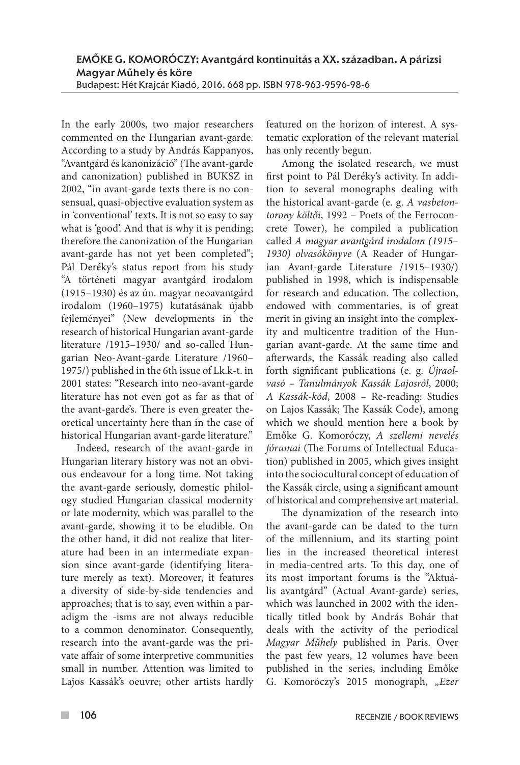**EMŐKE G. KOMORÓCZY: Avantgárd kontinuitás a XX. században. A párizsi Magyar Műhely és köre**
Budapest: Hét Krajcár Kiadó, 2016. 668 pp. ISBN 978-963-9596-98-6

In the early 2000s, two major researchers commented on the Hungarian avant-garde. According to a study by András Kappanyos, "Avantgárd és kanonizáció" (The avant-garde and canonization) published in BUKSZ in 2002, "in avant-garde texts there is no consensual, quasi-objective evaluation system as in 'conventional' texts. It is not so easy to say what is 'good'. And that is why it is pending; therefore the canonization of the Hungarian avant-garde has not yet been completed"; Pál Deréky's status report from his study "A történeti magyar avantgárd irodalom (1915–1930) és az ún. magyar neoavantgárd irodalom (1960–1975) kutatásának újabb fejleményei" (New developments in the research of historical Hungarian avant-garde literature /1915–1930/ and so-called Hungarian Neo-Avant-garde Literature /1960–1975/) published in the 6th issue of Lk.k-t. in 2001 states: "Research into neo-avant-garde literature has not even got as far as that of the avant-garde's. There is even greater theoretical uncertainty here than in the case of historical Hungarian avant-garde literature."

Indeed, research of the avant-garde in Hungarian literary history was not an obvious endeavour for a long time. Not taking the avant-garde seriously, domestic philology studied Hungarian classical modernity or late modernity, which was parallel to the avant-garde, showing it to be eludible. On the other hand, it did not realize that literature had been in an intermediate expansion since avant-garde (identifying literature merely as text). Moreover, it features a diversity of side-by-side tendencies and approaches; that is to say, even within a paradigm the -isms are not always reducible to a common denominator. Consequently, research into the avant-garde was the private affair of some interpretive communities small in number. Attention was limited to Lajos Kassák's oeuvre; other artists hardly featured on the horizon of interest. A systematic exploration of the relevant material has only recently begun.

Among the isolated research, we must first point to Pál Deréky's activity. In addition to several monographs dealing with the historical avant-garde (e. g. *A vasbetontorony költői*, 1992 – Poets of the Ferroconcrete Tower), he compiled a publication called *A magyar avantgárd irodalom (1915–1930) olvasókönyve* (A Reader of Hungarian Avant-garde Literature /1915–1930/) published in 1998, which is indispensable for research and education. The collection, endowed with commentaries, is of great merit in giving an insight into the complexity and multicentre tradition of the Hungarian avant-garde. At the same time and afterwards, the Kassák reading also called forth significant publications (e. g. *Újraolvasó – Tanulmányok Kassák Lajosról*, 2000; *A Kassák-kód*, 2008 – Re-reading: Studies on Lajos Kassák; The Kassák Code), among which we should mention here a book by Emőke G. Komoróczy, *A szellemi nevelés fórumai* (The Forums of Intellectual Education) published in 2005, which gives insight into the sociocultural concept of education of the Kassák circle, using a significant amount of historical and comprehensive art material.

The dynamization of the research into the avant-garde can be dated to the turn of the millennium, and its starting point lies in the increased theoretical interest in media-centred arts. To this day, one of its most important forums is the "Aktuális avantgárd" (Actual Avant-garde) series, which was launched in 2002 with the identically titled book by András Bohár that deals with the activity of the periodical *Magyar Műhely* published in Paris. Over the past few years, 12 volumes have been published in the series, including Emőke G. Komoróczy's 2015 monograph, *„Ezer*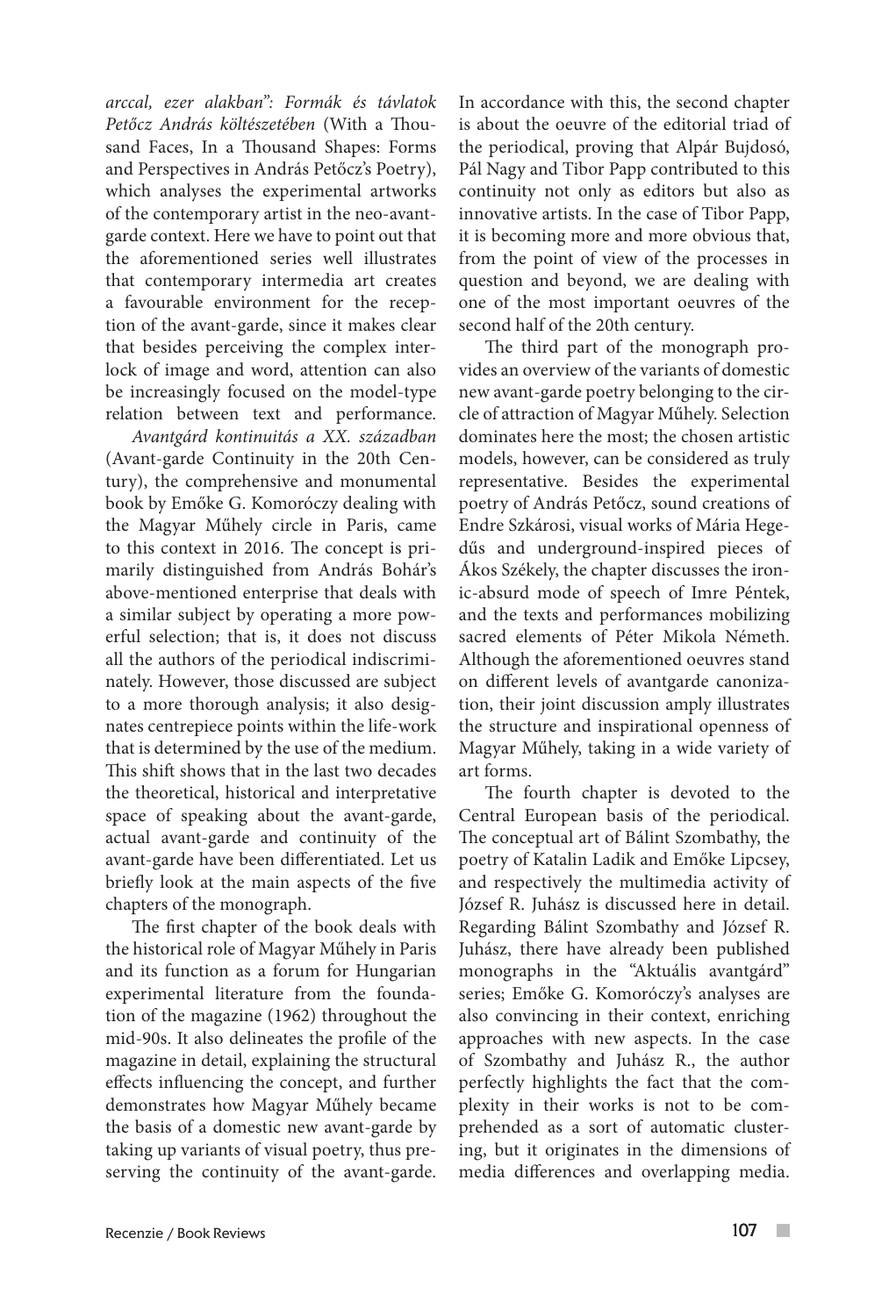*arccal, ezer alakban": Formák és távlatok Petőcz András költészetében* (With a Thousand Faces, In a Thousand Shapes: Forms and Perspectives in András Petőcz's Poetry), which analyses the experimental artworks of the contemporary artist in the neo-avantgarde context. Here we have to point out that the aforementioned series well illustrates that contemporary intermedia art creates a favourable environment for the reception of the avant-garde, since it makes clear that besides perceiving the complex interlock of image and word, attention can also be increasingly focused on the model-type relation between text and performance.

*Avantgárd kontinuitás a XX. században* (Avant-garde Continuity in the 20th Century), the comprehensive and monumental book by Emőke G. Komoróczy dealing with the Magyar Műhely circle in Paris, came to this context in 2016. The concept is primarily distinguished from András Bohár's above-mentioned enterprise that deals with a similar subject by operating a more powerful selection; that is, it does not discuss all the authors of the periodical indiscriminately. However, those discussed are subject to a more thorough analysis; it also designates centrepiece points within the life-work that is determined by the use of the medium. This shift shows that in the last two decades the theoretical, historical and interpretative space of speaking about the avant-garde, actual avant-garde and continuity of the avant-garde have been differentiated. Let us briefly look at the main aspects of the five chapters of the monograph.

The first chapter of the book deals with the historical role of Magyar Műhely in Paris and its function as a forum for Hungarian experimental literature from the foundation of the magazine (1962) throughout the mid-90s. It also delineates the profile of the magazine in detail, explaining the structural effects influencing the concept, and further demonstrates how Magyar Műhely became the basis of a domestic new avant-garde by taking up variants of visual poetry, thus preserving the continuity of the avant-garde. In accordance with this, the second chapter is about the oeuvre of the editorial triad of the periodical, proving that Alpár Bujdosó, Pál Nagy and Tibor Papp contributed to this continuity not only as editors but also as innovative artists. In the case of Tibor Papp, it is becoming more and more obvious that, from the point of view of the processes in question and beyond, we are dealing with one of the most important oeuvres of the second half of the 20th century.

The third part of the monograph provides an overview of the variants of domestic new avant-garde poetry belonging to the circle of attraction of Magyar Műhely. Selection dominates here the most; the chosen artistic models, however, can be considered as truly representative. Besides the experimental poetry of András Petőcz, sound creations of Endre Szkárosi, visual works of Mária Hegedűs and underground-inspired pieces of Ákos Székely, the chapter discusses the ironic-absurd mode of speech of Imre Péntek, and the texts and performances mobilizing sacred elements of Péter Mikola Németh. Although the aforementioned oeuvres stand on different levels of avantgarde canonization, their joint discussion amply illustrates the structure and inspirational openness of Magyar Műhely, taking in a wide variety of art forms.

The fourth chapter is devoted to the Central European basis of the periodical. The conceptual art of Bálint Szombathy, the poetry of Katalin Ladik and Emőke Lipcsey, and respectively the multimedia activity of József R. Juhász is discussed here in detail. Regarding Bálint Szombathy and József R. Juhász, there have already been published monographs in the "Aktuális avantgárd" series; Emőke G. Komoróczy's analyses are also convincing in their context, enriching approaches with new aspects. In the case of Szombathy and Juhász R., the author perfectly highlights the fact that the complexity in their works is not to be comprehended as a sort of automatic clustering, but it originates in the dimensions of media differences and overlapping media.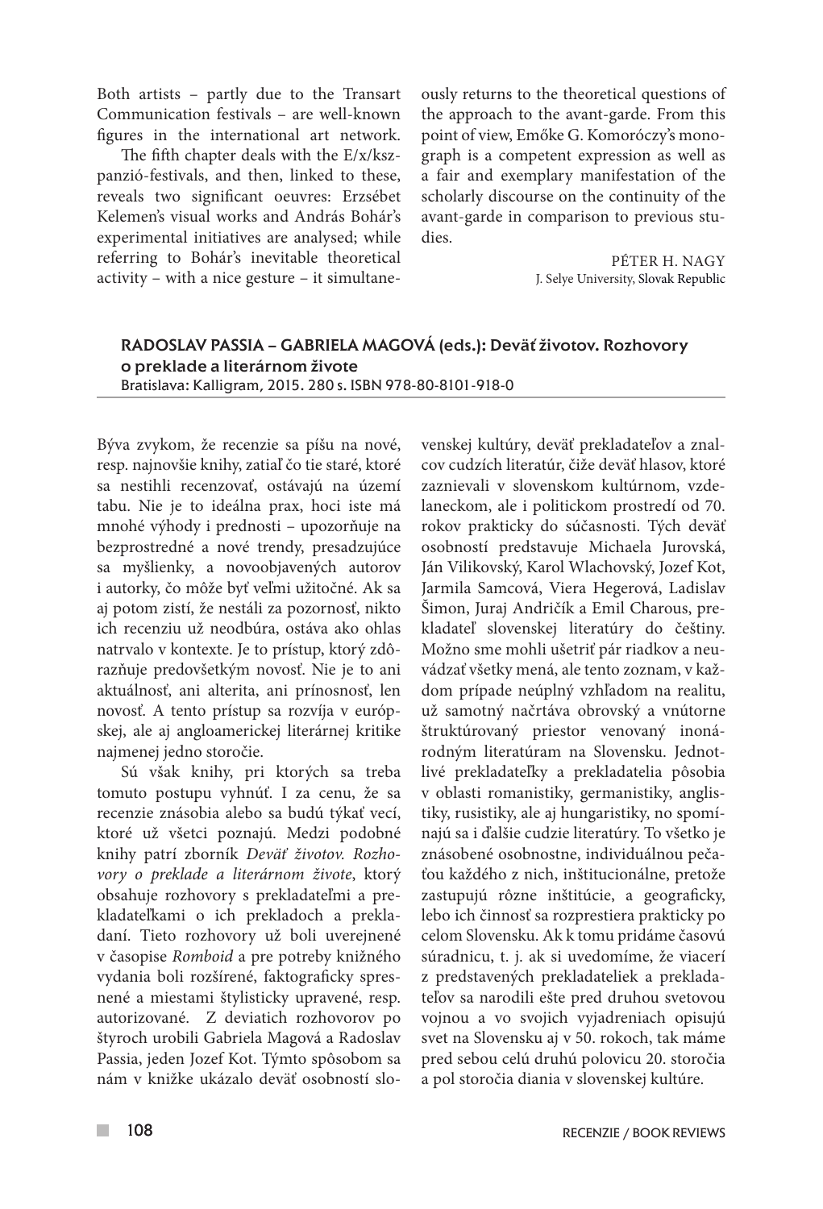Both artists – partly due to the Transart Communication festivals – are well-known figures in the international art network.

The fifth chapter deals with the E/x/kszpanzió-festivals, and then, linked to these, reveals two significant oeuvres: Erzsébet Kelemen's visual works and András Bohár's experimental initiatives are analysed; while referring to Bohár's inevitable theoretical activity – with a nice gesture – it simultaneously returns to the theoretical questions of the approach to the avant-garde. From this point of view, Emőke G. Komoróczy's monograph is a competent expression as well as a fair and exemplary manifestation of the scholarly discourse on the continuity of the avant-garde in comparison to previous studies.

PÉTER H. NAGY
J. Selye University, Slovak Republic

## RADOSLAV PASSIA – GABRIELA MAGOVÁ (eds.): Deväť životov. Rozhovory o preklade a literárnom živote

Bratislava: Kalligram, 2015. 280 s. ISBN 978-80-8101-918-0

Býva zvykom, že recenzie sa píšu na nové, resp. najnovšie knihy, zatiaľ čo tie staré, ktoré sa nestihli recenzovať, ostávajú na území tabu. Nie je to ideálna prax, hoci iste má mnohé výhody i prednosti – upozorňuje na bezprostredné a nové trendy, presadzujúce sa myšlienky, a novoobjavených autorov i autorky, čo môže byť veľmi užitočné. Ak sa aj potom zistí, že nestáli za pozornosť, nikto ich recenziu už neodbúra, ostáva ako ohlas natrvalo v kontexte. Je to prístup, ktorý zdôrazňuje predovšetkým novosť. Nie je to ani aktuálnosť, ani alterita, ani prínosnosť, len novosť. A tento prístup sa rozvíja v európskej, ale aj angloamerickej literárnej kritike najmenej jedno storočie.

Sú však knihy, pri ktorých sa treba tomuto postupu vyhnúť. I za cenu, že sa recenzie znásobia alebo sa budú týkať vecí, ktoré už všetci poznajú. Medzi podobné knihy patrí zborník *Deväť životov. Rozhovory o preklade a literárnom živote*, ktorý obsahuje rozhovory s prekladateľmi a prekladateľkami o ich prekladoch a prekladaní. Tieto rozhovory už boli uverejnené v časopise *Romboid* a pre potreby knižného vydania boli rozšírené, faktograficky spresnené a miestami štylisticky upravené, resp. autorizované. Z deviatich rozhovorov po štyroch urobili Gabriela Magová a Radoslav Passia, jeden Jozef Kot. Týmto spôsobom sa nám v knižke ukázalo deväť osobností slovenskej kultúry, deväť prekladateľov a znalcov cudzích literatúr, čiže deväť hlasov, ktoré zaznievali v slovenskom kultúrnom, vzdelaneckom, ale i politickom prostredí od 70. rokov prakticky do súčasnosti. Tých deväť osobností predstavuje Michaela Jurovská, Ján Vilikovský, Karol Wlachovský, Jozef Kot, Jarmila Samcová, Viera Hegerová, Ladislav Šimon, Juraj Andričík a Emil Charous, prekladateľ slovenskej literatúry do češtiny. Možno sme mohli ušetriť pár riadkov a neuvádzať všetky mená, ale tento zoznam, v každom prípade neúplný vzhľadom na realitu, už samotný načrtáva obrovský a vnútorne štruktúrovaný priestor venovaný inonárodným literatúram na Slovensku. Jednotlivé prekladateľky a prekladatelia pôsobia v oblasti romanistiky, germanistiky, anglistiky, rusistiky, ale aj hungaristiky, no spomínajú sa i ďalšie cudzie literatúry. To všetko je znásobené osobnostne, individuálnou pečaťou každého z nich, inštitucionálne, pretože zastupujú rôzne inštitúcie, a geograficky, lebo ich činnosť sa rozprestiera prakticky po celom Slovensku. Ak k tomu pridáme časovú súradnicu, t. j. ak si uvedomíme, že viacerí z predstavených prekladateliek a prekladateľov sa narodili ešte pred druhou svetovou vojnou a vo svojich vyjadreniach opisujú svet na Slovensku aj v 50. rokoch, tak máme pred sebou celú druhú polovicu 20. storočia a pol storočia diania v slovenskej kultúre.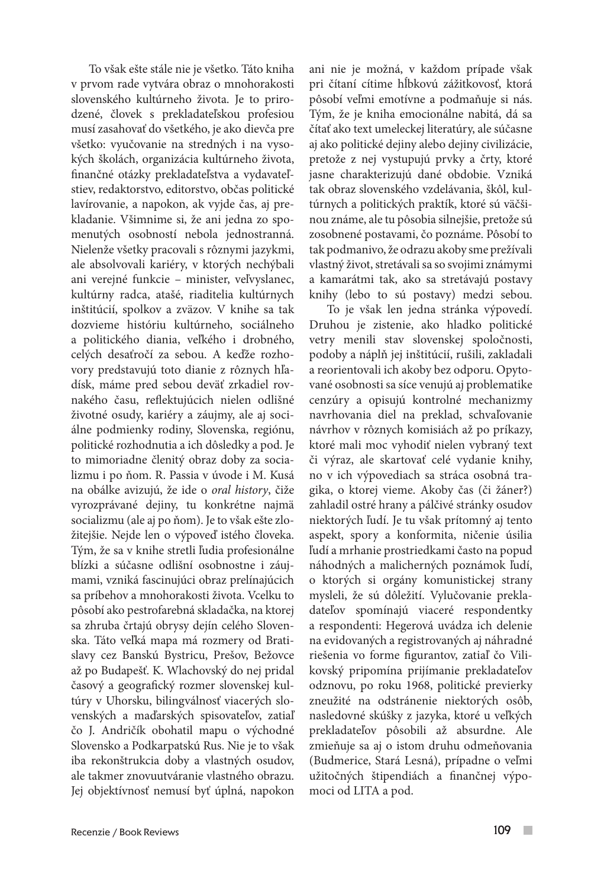To však ešte stále nie je všetko. Táto kniha v prvom rade vytvára obraz o mnohorakosti slovenského kultúrneho života. Je to prirodzené, človek s prekladateľskou profesiou musí zasahovať do všetkého, je ako dievča pre všetko: vyučovanie na stredných i na vysokých školách, organizácia kultúrneho života, finančné otázky prekladateľstva a vydavateľstiev, redaktorstvo, editorstvo, občas politické lavírovanie, a napokon, ak vyjde čas, aj prekladanie. Všimnime si, že ani jedna zo spomenutých osobností nebola jednostranná. Nielenže všetky pracovali s rôznymi jazykmi, ale absolvovali kariéry, v ktorých nechýbali ani verejné funkcie – minister, veľvyslanec, kultúrny radca, atašé, riaditelia kultúrnych inštitúcií, spolkov a zväzov. V knihe sa tak dozvieme históriu kultúrneho, sociálneho a politického diania, veľkého i drobného, celých desaťročí za sebou. A keďže rozhovory predstavujú toto dianie z rôznych hľadísk, máme pred sebou deväť zrkadiel rovnakého času, reflektujúcich nielen odlišné životné osudy, kariéry a záujmy, ale aj sociálne podmienky rodiny, Slovenska, regiónu, politické rozhodnutia a ich dôsledky a pod. Je to mimoriadne členitý obraz doby za socializmu i po ňom. R. Passia v úvode i M. Kusá na obálke avizujú, že ide o *oral history*, čiže vyrozprávané dejiny, tu konkrétne najmä socializmu (ale aj po ňom). Je to však ešte zložitejšie. Nejde len o výpoveď istého človeka. Tým, že sa v knihe stretli ľudia profesionálne blízki a súčasne odlišní osobnostne i záujmami, vzniká fascinujúci obraz prelínajúcich sa príbehov a mnohorakosti života. Vcelku to pôsobí ako pestrofarebná skladačka, na ktorej sa zhruba črtajú obrysy dejín celého Slovenska. Táto veľká mapa má rozmery od Bratislavy cez Banskú Bystricu, Prešov, Bežovce až po Budapešť. K. Wlachovský do nej pridal časový a geografický rozmer slovenskej kultúry v Uhorsku, bilingválnosť viacerých slovenských a maďarských spisovateľov, zatiaľ čo J. Andričík obohatil mapu o východné Slovensko a Podkarpatskú Rus. Nie je to však iba rekonštrukcia doby a vlastných osudov, ale takmer znovuutváranie vlastného obrazu. Jej objektívnosť nemusí byť úplná, napokon ani nie je možná, v každom prípade však pri čítaní cítime hĺbkovú zážitkovosť, ktorá pôsobí veľmi emotívne a podmaňuje si nás. Tým, že je kniha emocionálne nabitá, dá sa čítať ako text umeleckej literatúry, ale súčasne aj ako politické dejiny alebo dejiny civilizácie, pretože z nej vystupujú prvky a črty, ktoré jasne charakterizujú dané obdobie. Vzniká tak obraz slovenského vzdelávania, škôl, kultúrnych a politických praktík, ktoré sú väčšinou známe, ale tu pôsobia silnejšie, pretože sú zosobnené postavami, čo poznáme. Pôsobí to tak podmanivo, že odrazu akoby sme prežívali vlastný život, stretávali sa so svojimi známymi a kamarátmi tak, ako sa stretávajú postavy knihy (lebo to sú postavy) medzi sebou.

To je však len jedna stránka výpovedí. Druhou je zistenie, ako hladko politické vetry menili stav slovenskej spoločnosti, podoby a náplň jej inštitúcií, rušili, zakladali a reorientovali ich akoby bez odporu. Opytované osobnosti sa síce venujú aj problematike cenzúry a opisujú kontrolné mechanizmy navrhovania diel na preklad, schvaľovanie návrhov v rôznych komisiách až po príkazy, ktoré mali moc vyhodiť nielen vybraný text či výraz, ale skartovať celé vydanie knihy, no v ich výpovediach sa stráca osobná tragika, o ktorej vieme. Akoby čas (či žáner?) zahladil ostré hrany a pálčivé stránky osudov niektorých ľudí. Je tu však prítomný aj tento aspekt, spory a konformita, ničenie úsilia ľudí a mrhanie prostriedkami často na popud náhodných a malicherných poznámok ľudí, o ktorých si orgány komunistickej strany mysleli, že sú dôležití. Vylučovanie prekladateľov spomínajú viaceré respondentky a respondenti: Hegerová uvádza ich delenie na evidovaných a registrovaných aj náhradné riešenia vo forme figurantov, zatiaľ čo Vilikovský pripomína prijímanie prekladateľov odznovu, po roku 1968, politické previerky zneužité na odstránenie niektorých osôb, nasledovné skúšky z jazyka, ktoré u veľkých prekladateľov pôsobili až absurdne. Ale zmieňuje sa aj o istom druhu odmeňovania (Budmerice, Stará Lesná), prípadne o veľmi užitočných štipendiách a finančnej výpomoci od LITA a pod.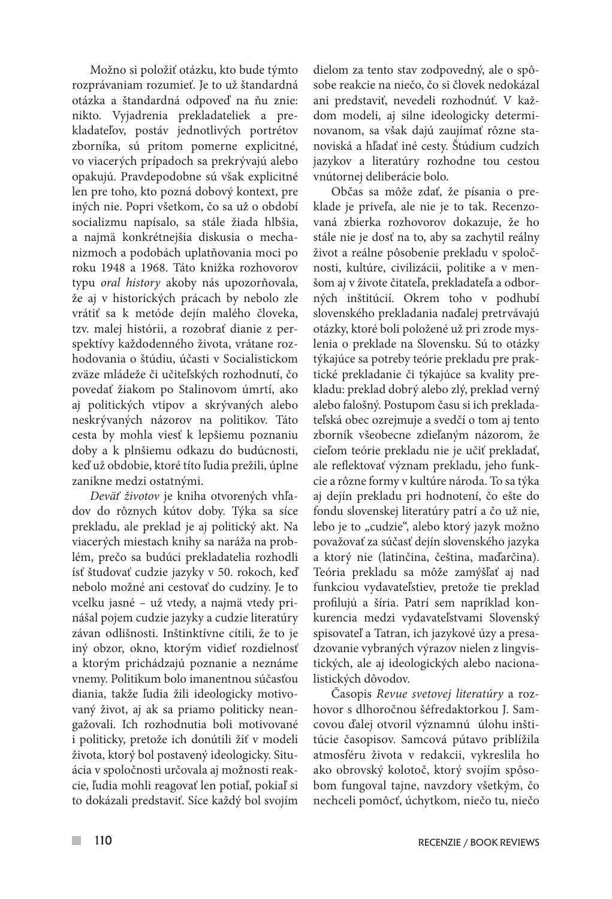Možno si položiť otázku, kto bude týmto rozprávaniam rozumieť. Je to už štandardná otázka a štandardná odpoveď na ňu znie: nikto. Vyjadrenia prekladateliek a prekladateľov, postáv jednotlivých portrétov zborníka, sú pritom pomerne explicitné, vo viacerých prípadoch sa prekrývajú alebo opakujú. Pravdepodobne sú však explicitné len pre toho, kto pozná dobový kontext, pre iných nie. Popri všetkom, čo sa už o období socializmu napísalo, sa stále žiada hlbšia, a najmä konkrétnejšia diskusia o mechanizmoch a podobách uplatňovania moci po roku 1948 a 1968. Táto knižka rozhovorov typu *oral history* akoby nás upozorňovala, že aj v historických prácach by nebolo zle vrátiť sa k metóde dejín malého človeka, tzv. malej histórii, a rozobrať dianie z perspektívy každodenného života, vrátane rozhodovania o štúdiu, účasti v Socialistickom zväze mládeže či učiteľských rozhodnutí, čo povedať žiakom po Stalinovom úmrtí, ako aj politických vtipov a skrývaných alebo neskrývaných názorov na politikov. Táto cesta by mohla viesť k lepšiemu poznaniu doby a k plnšiemu odkazu do budúcnosti, keď už obdobie, ktoré títo ľudia prežili, úplne zanikne medzi ostatnými.

*Deväť životov* je kniha otvorených vhľadov do rôznych kútov doby. Týka sa síce prekladu, ale preklad je aj politický akt. Na viacerých miestach knihy sa naráža na problém, prečo sa budúci prekladatelia rozhodli ísť študovať cudzie jazyky v 50. rokoch, keď nebolo možné ani cestovať do cudziny. Je to vcelku jasné – už vtedy, a najmä vtedy prinášal pojem cudzie jazyky a cudzie literatúry závan odlišnosti. Inštinktívne cítili, že to je iný obzor, okno, ktorým vidieť rozdielnosť a ktorým prichádzajú poznanie a neznáme vnemy. Politikum bolo imanentnou súčasťou diania, takže ľudia žili ideologicky motivovaný život, aj ak sa priamo politicky neangažovali. Ich rozhodnutia boli motivované i politicky, pretože ich donútili žiť v modeli života, ktorý bol postavený ideologicky. Situácia v spoločnosti určovala aj možnosti reakcie, ľudia mohli reagovať len potiaľ, pokiaľ si to dokázali predstaviť. Síce každý bol svojím dielom za tento stav zodpovedný, ale o spôsobe reakcie na niečo, čo si človek nedokázal ani predstaviť, nevedeli rozhodnúť. V každom modeli, aj silne ideologicky determinovanom, sa však dajú zaujímať rôzne stanoviská a hľadať iné cesty. Štúdium cudzích jazykov a literatúry rozhodne tou cestou vnútornej deliberácie bolo.

Občas sa môže zdať, že písania o preklade je priveľa, ale nie je to tak. Recenzovaná zbierka rozhovorov dokazuje, že ho stále nie je dosť na to, aby sa zachytil reálny život a reálne pôsobenie prekladu v spoločnosti, kultúre, civilizácii, politike a v menšom aj v živote čitateľa, prekladateľa a odborných inštitúcií. Okrem toho v podhubí slovenského prekladania naďalej pretrvávajú otázky, ktoré boli položené už pri zrode myslenia o preklade na Slovensku. Sú to otázky týkajúce sa potreby teórie prekladu pre praktické prekladanie či týkajúce sa kvality prekladu: preklad dobrý alebo zlý, preklad verný alebo falošný. Postupom času si ich prekladateľská obec ozrejmuje a svedčí o tom aj tento zborník všeobecne zdieľaným názorom, že cieľom teórie prekladu nie je učiť prekladať, ale reflektovať význam prekladu, jeho funkcie a rôzne formy v kultúre národa. To sa týka aj dejín prekladu pri hodnotení, čo ešte do fondu slovenskej literatúry patrí a čo už nie, lebo je to „cudzie", alebo ktorý jazyk možno považovať za súčasť dejín slovenského jazyka a ktorý nie (latinčina, čeština, maďarčina). Teória prekladu sa môže zamýšľať aj nad funkciou vydavateľstiev, pretože tie preklad profilujú a šíria. Patrí sem napríklad konkurencia medzi vydavateľstvami Slovenský spisovateľ a Tatran, ich jazykové úzy a presadzovanie vybraných výrazov nielen z lingvistických, ale aj ideologických alebo nacionalistických dôvodov.

Časopis *Revue svetovej literatúry* a rozhovor s dlhoročnou šéfredaktorkou J. Samcovou ďalej otvoril významnú úlohu inštitúcie časopisov. Samcová pútavo priblížila atmosféru života v redakcii, vykreslila ho ako obrovský kolotoč, ktorý svojím spôsobom fungoval tajne, navzdory všetkým, čo nechceli pomôcť, úchytkom, niečo tu, niečo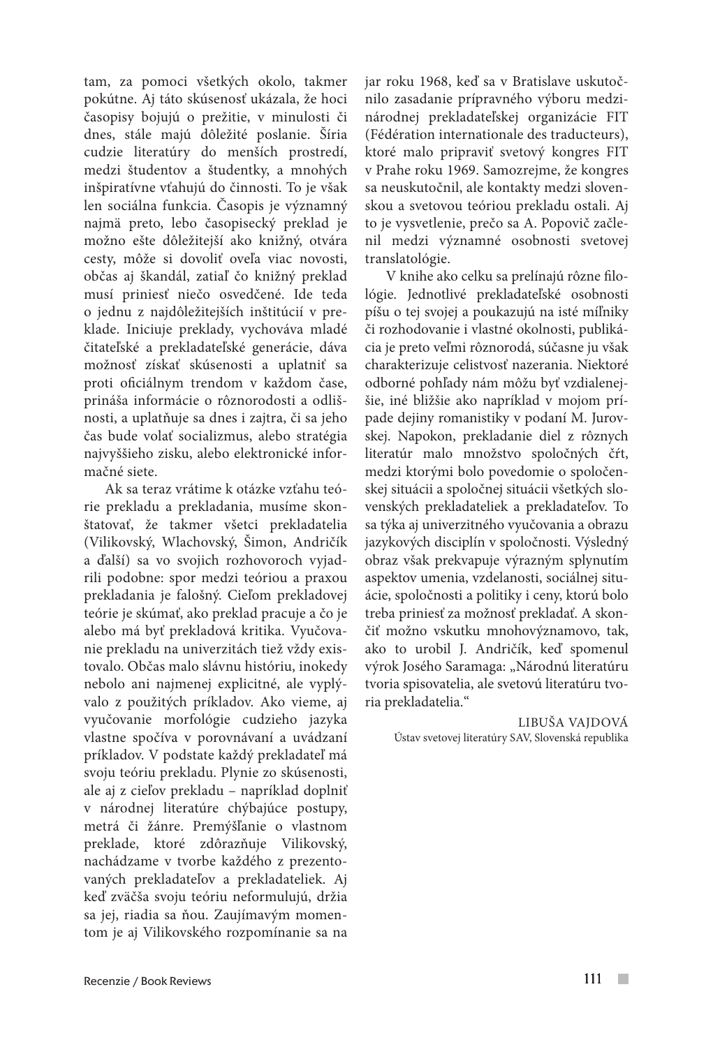tam, za pomoci všetkých okolo, takmer pokútne. Aj táto skúsenosť ukázala, že hoci časopisy bojujú o prežitie, v minulosti či dnes, stále majú dôležité poslanie. Šíria cudzie literatúry do menších prostredí, medzi študentov a študentky, a mnohých inšpiratívne vťahujú do činnosti. To je však len sociálna funkcia. Časopis je významný najmä preto, lebo časopisecký preklad je možno ešte dôležitejší ako knižný, otvára cesty, môže si dovoliť oveľa viac novosti, občas aj škandál, zatiaľ čo knižný preklad musí priniesť niečo osvedčené. Ide teda o jednu z najdôležitejších inštitúcií v preklade. Iniciuje preklady, vychováva mladé čitateľské a prekladateľské generácie, dáva možnosť získať skúsenosti a uplatniť sa proti oficiálnym trendom v každom čase, prináša informácie o rôznorodosti a odlišnosti, a uplatňuje sa dnes i zajtra, či sa jeho čas bude volať socializmus, alebo stratégia najvyššieho zisku, alebo elektronické informačné siete.

Ak sa teraz vrátime k otázke vzťahu teórie prekladu a prekladania, musíme konštatovať, že takmer všetci prekladatelia (Vilikovský, Wlachovský, Šimon, Andričík a ďalší) sa vo svojich rozhovoroch vyjadrili podobne: spor medzi teóriou a praxou prekladania je falošný. Cieľom prekladovej teórie je skúmať, ako preklad pracuje a čo je alebo má byť prekladová kritika. Vyučovanie prekladu na univerzitách tiež vždy existovalo. Občas malo slávnu históriu, inokedy nebolo ani najmenej explicitné, ale vyplývalo z použitých príkladov. Ako vieme, aj vyučovanie morfológie cudzieho jazyka vlastne spočíva v porovnávaní a uvádzaní príkladov. V podstate každý prekladateľ má svoju teóriu prekladu. Plynie zo skúsenosti, ale aj z cieľov prekladu – napríklad doplniť v národnej literatúre chýbajúce postupy, metrá či žánre. Premýšľanie o vlastnom preklade, ktoré zdôrazňuje Vilikovský, nachádzame v tvorbe každého z prezentovaných prekladateľov a prekladateliek. Aj keď zväčša svoju teóriu neformulujú, držia sa jej, riadia sa ňou. Zaujímavým momentom je aj Vilikovského rozpomínanie sa na jar roku 1968, keď sa v Bratislave uskutočnilo zasadanie prípravného výboru medzinárodnej prekladateľskej organizácie FIT (Fédération internationale des traducteurs), ktoré malo pripraviť svetový kongres FIT v Prahe roku 1969. Samozrejme, že kongres sa neuskutočnil, ale kontakty medzi slovenskou a svetovou teóriou prekladu ostali. Aj to je vysvetlenie, prečo sa A. Popovič začlenil medzi významné osobnosti svetovej translatológie.

V knihe ako celku sa prelínajú rôzne filológie. Jednotlivé prekladateľské osobnosti píšu o tej svojej a poukazujú na isté míľniky či rozhodovanie i vlastné okolnosti, publikácia je preto veľmi rôznorodá, súčasne ju však charakterizuje celistvosť nazerania. Niektoré odborné pohľady nám môžu byť vzdialenejšie, iné bližšie ako napríklad v mojom prípade dejiny romanistiky v podaní M. Jurovskej. Napokon, prekladanie diel z rôznych literatúr malo množstvo spoločných čŕt, medzi ktorými bolo povedomie o spoločenskej situácii a spoločnej situácii všetkých slovenských prekladateliek a prekladateľov. To sa týka aj univerzitného vyučovania a obrazu jazykových disciplín v spoločnosti. Výsledný obraz však prekvapuje výrazným splynutím aspektov umenia, vzdelanosti, sociálnej situácie, spoločnosti a politiky i ceny, ktorú bolo treba priniesť za možnosť prekladať. A skončiť možno vskutku mnohovýznamovo, tak, ako to urobil J. Andričík, keď spomenul výrok Josého Saramaga: „Národnú literatúru tvoria spisovatelia, ale svetovú literatúru tvoria prekladatelia."

LIBUŠA VAJDOVÁ
Ústav svetovej literatúry SAV, Slovenská republika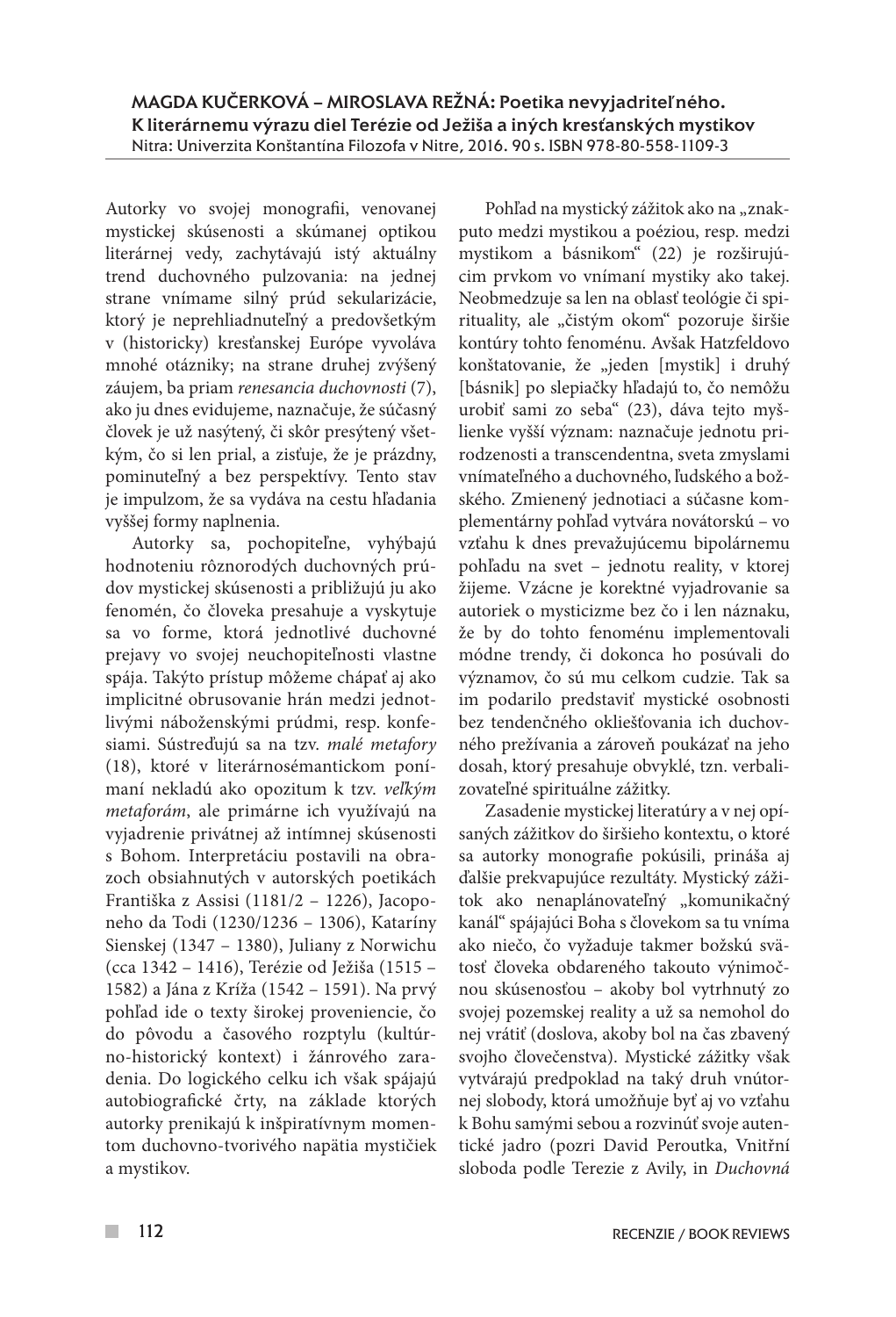**MAGDA KUČERKOVÁ – MIROSLAVA REŽNÁ: Poetika nevyjadriteľného. K literárnemu výrazu diel Terézie od Ježiša a iných kresťanských mystikov**
Nitra: Univerzita Konštantína Filozofa v Nitre, 2016. 90 s. ISBN 978-80-558-1109-3

Autorky vo svojej monografii, venovanej mystickej skúsenosti a skúmanej optikou literárnej vedy, zachytávajú istý aktuálny trend duchovného pulzovania: na jednej strane vnímame silný prúd sekularizácie, ktorý je neprehliadnuteľný a predovšetkým v (historicky) kresťanskej Európe vyvoláva mnohé otázniky; na strane druhej zvýšený záujem, ba priam *renesancia duchovnosti* (7), ako ju dnes evidujeme, naznačuje, že súčasný človek je už nasýtený, či skôr presýtený všetkým, čo si len prial, a zisťuje, že je prázdny, pominuteľný a bez perspektívy. Tento stav je impulzom, že sa vydáva na cestu hľadania vyššej formy naplnenia.

Autorky sa, pochopiteľne, vyhýbajú hodnoteniu rôznorodých duchovných prúdov mystickej skúsenosti a približujú ju ako fenomén, čo človeka presahuje a vyskytuje sa vo forme, ktorá jednotlivé duchovné prejavy vo svojej neuchopiteľnosti vlastne spája. Takýto prístup môžeme chápať aj ako implicitné obrusovanie hrán medzi jednotlivými náboženskými prúdmi, resp. konfesiami. Sústreďujú sa na tzv. *malé metafory* (18), ktoré v literárnosémantickom ponímaní nekladú ako opozitum k tzv. *veľkým metaforám*, ale primárne ich využívajú na vyjadrenie privátnej až intímnej skúsenosti s Bohom. Interpretáciu postavili na obrazoch obsiahnutých v autorských poetikách Františka z Assisi (1181/2 – 1226), Jacoponeho da Todi (1230/1236 – 1306), Kataríny Sienskej (1347 – 1380), Juliany z Norwichu (cca 1342 – 1416), Terézie od Ježiša (1515 – 1582) a Jána z Kríža (1542 – 1591). Na prvý pohľad ide o texty širokej proveniencie, čo do pôvodu a časového rozptylu (kultúrno-historický kontext) i žánrového zaradenia. Do logického celku ich však spájajú autobiografické črty, na základe ktorých autorky prenikajú k inšpiratívnym momentom duchovno-tvorivého napätia mystičiek a mystikov.

Pohľad na mystický zážitok ako na „znakputo medzi mystikou a poéziou, resp. medzi mystikom a básnikom" (22) je rozširujúcim prvkom vo vnímaní mystiky ako takej. Neobmedzuje sa len na oblasť teológie či spirituality, ale „čistým okom" pozoruje širšie kontúry tohto fenoménu. Avšak Hatzfeldovo konštatovanie, že „jeden [mystik] i druhý [básnik] po slepiačky hľadajú to, čo nemôžu urobiť sami zo seba" (23), dáva tejto myšlienke vyšší význam: naznačuje jednotu prirodzenosti a transcendentna, sveta zmyslami vnímateľného a duchovného, ľudského a božského. Zmienený jednotiaci a súčasne komplementárny pohľad vytvára novátorskú – vo vzťahu k dnes prevažujúcemu bipolárnemu pohľadu na svet – jednotu reality, v ktorej žijeme. Vzácne je korektné vyjadrovanie sa autoriek o mysticizme bez čo i len náznaku, že by do tohto fenoménu implementovali módne trendy, či dokonca ho posúvali do významov, čo sú mu celkom cudzie. Tak sa im podarilo predstaviť mystické osobnosti bez tendenčného okliešťovania ich duchovného prežívania a zároveň poukázať na jeho dosah, ktorý presahuje obvyklé, tzn. verbalizovateľné spirituálne zážitky.

Zasadenie mystickej literatúry a v nej opísaných zážitkov do širšieho kontextu, o ktoré sa autorky monografie pokúsili, prináša aj ďalšie prekvapujúce rezultáty. Mystický zážitok ako nenaplánovateľný „komunikačný kanál" spájajúci Boha s človekom sa tu vníma ako niečo, čo vyžaduje takmer božskú svätosť človeka obdareného takouto výnimočnou skúsenosťou – akoby bol vytrhnutý zo svojej pozemskej reality a už sa nemohol do nej vrátiť (doslova, akoby bol na čas zbavený svojho človečenstva). Mystické zážitky však vytvárajú predpoklad na taký druh vnútornej slobody, ktorá umožňuje byť aj vo vzťahu k Bohu samými sebou a rozvinúť svoje autentické jadro (pozri David Peroutka, Vnitřní sloboda podle Terezie z Avily, in *Duchovná*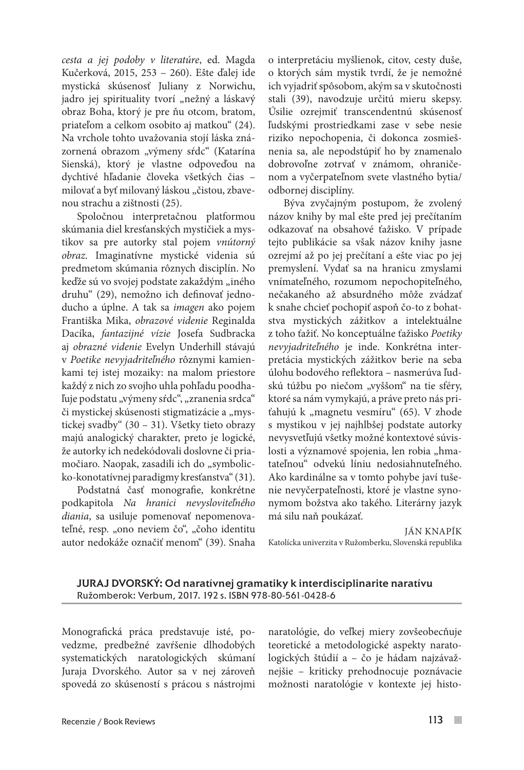*cesta a jej podoby v literatúre*, ed. Magda Kučerková, 2015, 253 – 260). Ešte ďalej ide mystická skúsenosť Juliany z Norwichu, jadro jej spirituality tvorí „nežný a láskavý obraz Boha, ktorý je pre ňu otcom, bratom, priateľom a celkom osobito aj matkou" (24). Na vrchole tohto uvažovania stojí láska znázornená obrazom „výmeny sŕdc" (Katarína Sienská), ktorý je vlastne odpoveďou na dychtivé hľadanie človeka všetkých čias – milovať a byť milovaný láskou „čistou, zbavenou strachu a zištnosti (25).

Spoločnou interpretačnou platformou skúmania diel kresťanských mystičiek a mystikov sa pre autorky stal pojem *vnútorný obraz.* Imaginatívne mystické videnia sú predmetom skúmania rôznych disciplín. No keďže sú vo svojej podstate zakaždým „iného druhu" (29), nemožno ich definovať jednoducho a úplne. A tak sa *imagen* ako pojem Františka Mika, *obrazové videnie* Reginalda Dacíka, *fantazijné vízie* Josefa Sudbracka aj *obrazné videnie* Evelyn Underhill stávajú v *Poetike nevyjadriteľného* rôznymi kamienkami tej istej mozaiky: na malom priestore každý z nich zo svojho uhla pohľadu poodhaľuje podstatu „výmeny sŕdc", „zranenia srdca" či mystickej skúsenosti stigmatizácie a „mystickej svadby" (30 – 31). Všetky tieto obrazy majú analogický charakter, preto je logické, že autorky ich nedekódovali doslovne či priamočiaro. Naopak, zasadili ich do „symbolicko-konotatívnej paradigmy kresťanstva" (31).

Podstatná časť monografie, konkrétne podkapitola *Na hranici nevysloviteľného diania*, sa usiluje pomenovať nepomenovateľné, resp. „ono neviem čo", „čoho identitu autor nedokáže označiť menom" (39). Snaha o interpretáciu myšlienok, citov, cesty duše, o ktorých sám mystik tvrdí, že je nemožné ich vyjadriť spôsobom, akým sa v skutočnosti stali (39), navodzuje určitú mieru skepsy. Úsilie ozrejmiť transcendentnú skúsenosť ľudskými prostriedkami zase v sebe nesie riziko nepochopenia, či dokonca zosmiešnenia sa, ale nepodstúpiť ho by znamenalo dobrovoľne zotrvať v známom, ohraničenom a vyčerpateľnom svete vlastného bytia/odbornej disciplíny.

Býva zvyčajným postupom, že zvolený názov knihy by mal ešte pred jej prečítaním odkazovať na obsahové ťažisko. V prípade tejto publikácie sa však názov knihy jasne ozrejmí až po jej prečítaní a ešte viac po jej premyslení. Vydať sa na hranicu zmyslami vnímateľného, rozumom nepochopiteľného, nečakaného až absurdného môže zvádzať k snahe chcieť pochopiť aspoň čo-to z bohatstva mystických zážitkov a intelektuálne z toho ťažiť. No konceptuálne ťažisko *Poetiky nevyjadriteľného* je inde. Konkrétna interpretácia mystických zážitkov berie na seba úlohu bodového reflektora – nasmerúva ľudskú túžbu po niečom „vyššom" na tie sféry, ktoré sa nám vymykajú, a práve preto nás priťahujú k „magnetu vesmíru" (65). V zhode s mystikou v jej najhlbšej podstate autorky nevysvetľujú všetky možné kontextové súvislosti a významové spojenia, len robia „hmatateľnou" odvekú líniu nedosiahnuteľného. Ako kardinálne sa v tomto pohybe javí tušenie nevyčerpateľnosti, ktoré je vlastne synonymom božstva ako takého. Literárny jazyk má silu naň poukázať.

JÁN KNAPÍK
Katolícka univerzita v Ružomberku, Slovenská republika

## JURAJ DVORSKÝ: Od naratívnej gramatiky k interdisciplinarite naratívu

Ružomberok: Verbum, 2017. 192 s. ISBN 978-80-561-0428-6

Monografická práca predstavuje isté, povedzme, predbežné zavŕšenie dlhodobých systematických naratologických skúmaní Juraja Dvorského. Autor sa v nej zároveň spovedá zo skúseností s prácou s nástrojmi naratológie, do veľkej miery zovšeobecňuje teoretické a metodologické aspekty naratologických štúdií a – čo je hádam najzávažnejšie – kriticky prehodnocuje poznávacie možnosti naratológie v kontexte jej histo-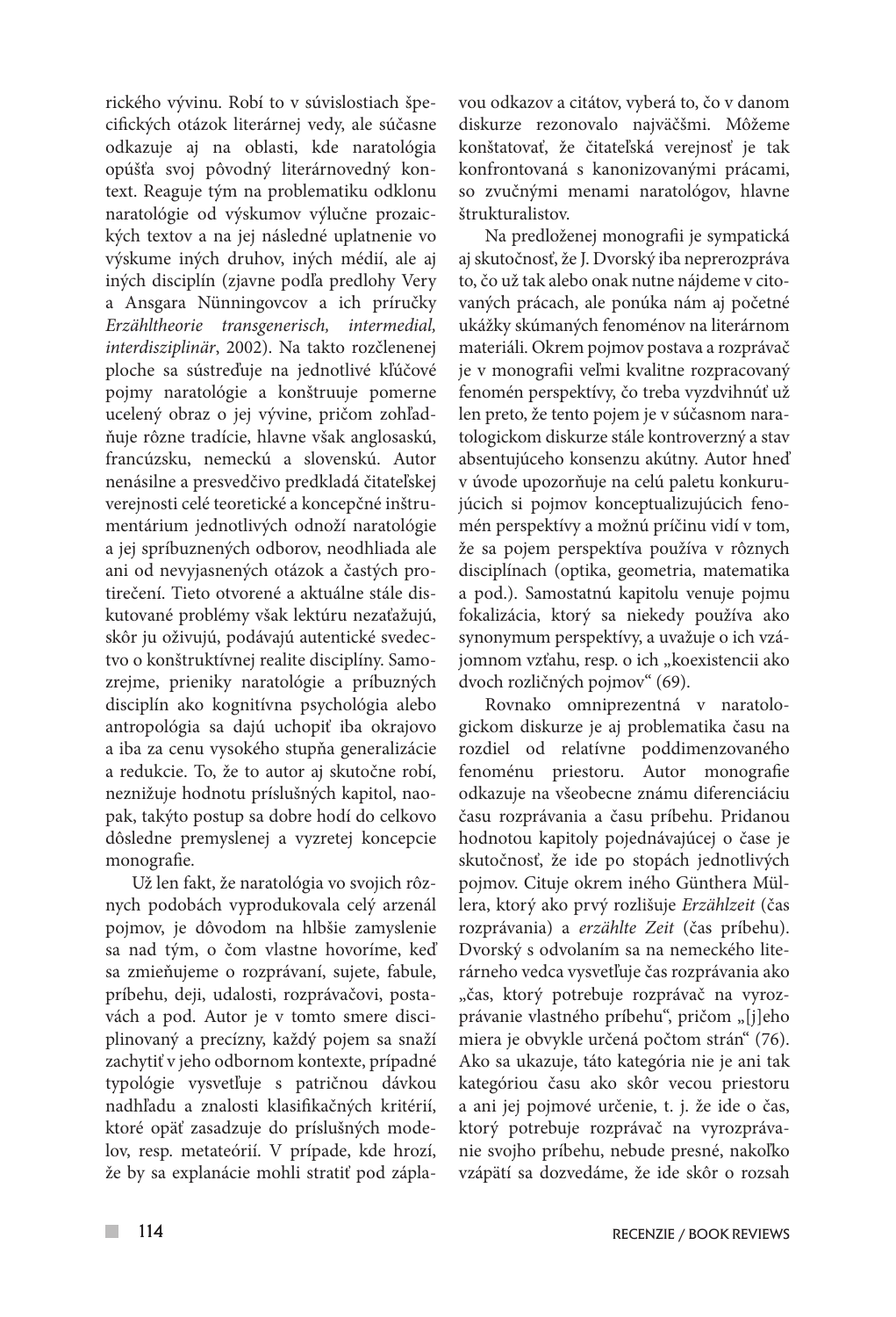rického vývinu. Robí to v súvislostiach špecifických otázok literárnej vedy, ale súčasne odkazuje aj na oblasti, kde naratológia opúšťa svoj pôvodný literárnovedný kontext. Reaguje tým na problematiku odklonu naratológie od výskumov výlučne prozaických textov a na jej následné uplatnenie vo výskume iných druhov, iných médií, ale aj iných disciplín (zjavne podľa predlohy Very a Ansgara Nünningovcov a ich príručky *Erzähltheorie transgenerisch, intermedial, interdisziplinär*, 2002). Na takto rozčlenenej ploche sa sústreďuje na jednotlivé kľúčové pojmy naratológie a konštruuje pomerne ucelený obraz o jej vývine, pričom zohľadňuje rôzne tradície, hlavne však anglosaskú, francúzsku, nemeckú a slovenskú. Autor nenásilne a presvedčivo predkladá čitateľskej verejnosti celé teoretické a koncepčné inštrumentárium jednotlivých odnoží naratológie a jej spríbuznených odborov, neodhliada ale ani od nevyjasnených otázok a častých protirečení. Tieto otvorené a aktuálne stále diskutované problémy však lektúru nezaťažujú, skôr ju oživujú, podávajú autentické svedectvo o konštruktívnej realite disciplíny. Samozrejme, prieniky naratológie a príbuzných disciplín ako kognitívna psychológia alebo antropológia sa dajú uchopiť iba okrajovo a iba za cenu vysokého stupňa generalizácie a redukcie. To, že to autor aj skutočne robí, neznižuje hodnotu príslušných kapitol, naopak, takýto postup sa dobre hodí do celkovo dôsledne premyslenej a vyzretej koncepcie monografie.

Už len fakt, že naratológia vo svojich rôznych podobách vyprodukovala celý arzenál pojmov, je dôvodom na hlbšie zamyslenie sa nad tým, o čom vlastne hovoríme, keď sa zmieňujeme o rozprávaní, sujete, fabule, príbehu, deji, udalosti, rozprávačovi, postavách a pod. Autor je v tomto smere disciplinovaný a precízny, každý pojem sa snaží zachytiť v jeho odbornom kontexte, prípadné typológie vysvetľuje s patričnou dávkou nadhľadu a znalosti klasifikačných kritérií, ktoré opäť zasadzuje do príslušných modelov, resp. metateórií. V prípade, kde hrozí, že by sa explanácie mohli stratiť pod záplavou odkazov a citátov, vyberá to, čo v danom diskurze rezonovalo najväčšmi. Môžeme konštatovať, že čitateľská verejnosť je tak konfrontovaná s kanonizovanými prácami, so zvučnými menami naratológov, hlavne štrukturalistov.

Na predloženej monografii je sympatická aj skutočnosť, že J. Dvorský iba neprerozpráva to, čo už tak alebo onak nutne nájdeme v citovaných prácach, ale ponúka nám aj početné ukážky skúmaných fenoménov na literárnom materiáli. Okrem pojmov postava a rozprávač je v monografii veľmi kvalitne rozpracovaný fenomén perspektívy, čo treba vyzdvihnúť už len preto, že tento pojem je v súčasnom naratologickom diskurze stále kontroverzný a stav absentujúceho konsenzu akútny. Autor hneď v úvode upozorňuje na celú paletu konkurujúcich si pojmov konceptualizujúcich fenomén perspektívy a možnú príčinu vidí v tom, že sa pojem perspektíva používa v rôznych disciplínach (optika, geometria, matematika a pod.). Samostatnú kapitolu venuje pojmu fokalizácia, ktorý sa niekedy používa ako synonymum perspektívy, a uvažuje o ich vzájomnom vzťahu, resp. o ich „koexistencii ako dvoch rozličných pojmov" (69).

Rovnako omniprezentná v naratologickom diskurze je aj problematika času na rozdiel od relatívne poddimenzovaného fenoménu priestoru. Autor monografie odkazuje na všeobecne známu diferenciáciu času rozprávania a času príbehu. Pridanou hodnotou kapitoly pojednávajúcej o čase je skutočnosť, že ide po stopách jednotlivých pojmov. Cituje okrem iného Günthera Müllera, ktorý ako prvý rozlišuje *Erzählzeit* (čas rozprávania) a *erzählte Zeit* (čas príbehu). Dvorský s odvolaním sa na nemeckého literárneho vedca vysvetľuje čas rozprávania ako „čas, ktorý potrebuje rozprávač na vyrozprávanie vlastného príbehu", pričom „[j]eho miera je obvykle určená počtom strán" (76). Ako sa ukazuje, táto kategória nie je ani tak kategóriou času ako skôr vecou priestoru a ani jej pojmové určenie, t. j. že ide o čas, ktorý potrebuje rozprávač na vyrozprávanie svojho príbehu, nebude presné, nakoľko vzápätí sa dozvedáme, že ide skôr o rozsah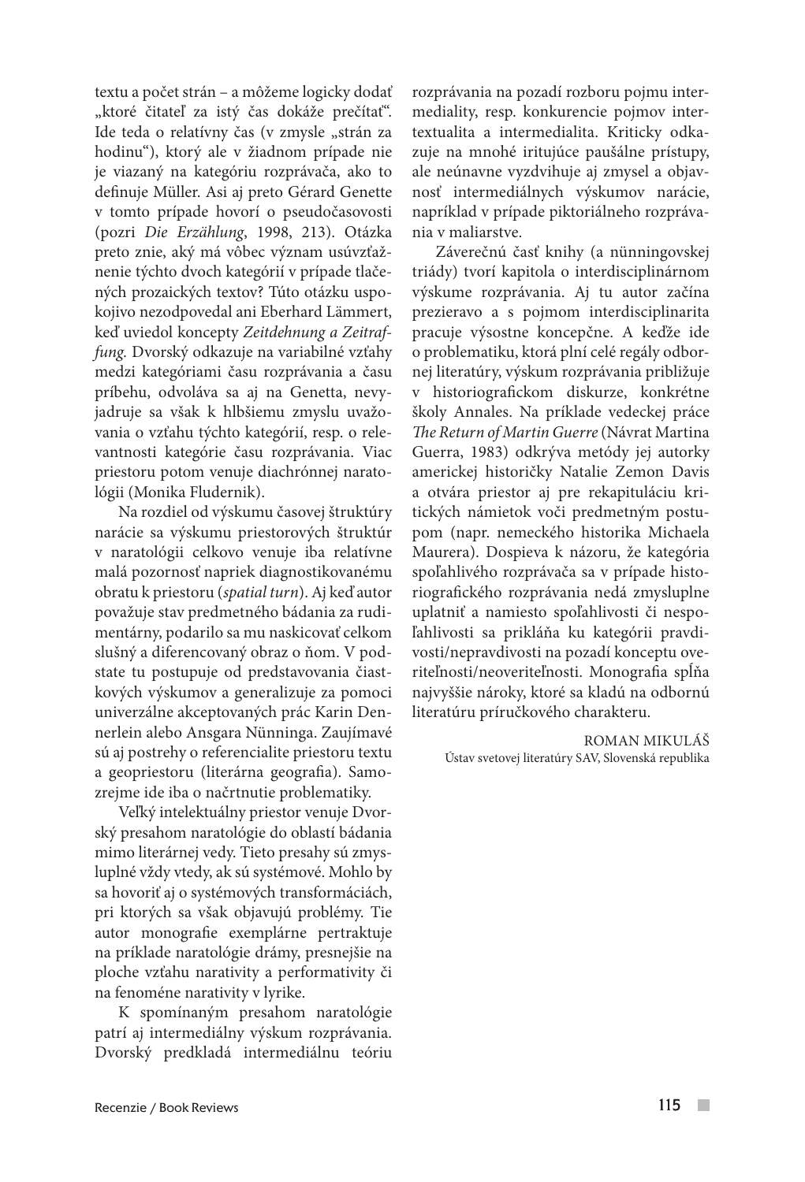textu a počet strán – a môžeme logicky dodať „ktoré čitateľ za istý čas dokáže prečítať". Ide teda o relatívny čas (v zmysle „strán za hodinu"), ktorý ale v žiadnom prípade nie je viazaný na kategóriu rozprávača, ako to definuje Müller. Asi aj preto Gérard Genette v tomto prípade hovorí o pseudočasovosti (pozri *Die Erzählung*, 1998, 213). Otázka preto znie, aký má vôbec význam usúvzťažnenie týchto dvoch kategórií v prípade tlačených prozaických textov? Túto otázku uspokojivo nezodpovedal ani Eberhard Lämmert, keď uviedol koncepty *Zeitdehnung a Zeitraffung.* Dvorský odkazuje na variabilné vzťahy medzi kategóriami času rozprávania a času príbehu, odvoláva sa aj na Genetta, nevyjadruje sa však k hlbšiemu zmyslu uvažovania o vzťahu týchto kategórií, resp. o relevantnosti kategórie času rozprávania. Viac priestoru potom venuje diachrónnej naratológii (Monika Fludernik).

Na rozdiel od výskumu časovej štruktúry narácie sa výskumu priestorových štruktúr v naratológii celkovo venuje iba relatívne malá pozornosť napriek diagnostikovanému obratu k priestoru (*spatial turn*). Aj keď autor považuje stav predmetného bádania za rudimentárny, podarilo sa mu naskicovať celkom slušný a diferencovaný obraz o ňom. V podstate tu postupuje od predstavovania čiastkových výskumov a generalizuje za pomoci univerzálne akceptovaných prác Karin Dennerlein alebo Ansgara Nünninga. Zaujímavé sú aj postrehy o referencialite priestoru textu a geopriestoru (literárna geografia). Samozrejme ide iba o načrtnutie problematiky.

Veľký intelektuálny priestor venuje Dvorský presahom naratológie do oblastí bádania mimo literárnej vedy. Tieto presahy sú zmysluplné vždy vtedy, ak sú systémové. Mohlo by sa hovoriť aj o systémových transformáciách, pri ktorých sa však objavujú problémy. Tie autor monografie exemplárne pertraktuje na príklade naratológie drámy, presnejšie na ploche vzťahu narativity a performativity či na fenoméne narativity v lyrike.

K spomínaným presahom naratológie patrí aj intermediálny výskum rozprávania. Dvorský predkladá intermediálnu teóriu rozprávania na pozadí rozboru pojmu intermediality, resp. konkurencie pojmov intertextualita a intermedialita. Kriticky odkazuje na mnohé iritujúce paušálne prístupy, ale neúnavne vyzdvihuje aj zmysel a objavnosť intermediálnych výskumov narácie, napríklad v prípade piktoriálneho rozprávania v maliarstve.

Záverečnú časť knihy (a nünningovskej triády) tvorí kapitola o interdisciplinárnom výskume rozprávania. Aj tu autor začína prezieravo a s pojmom interdisciplinarita pracuje výsostne koncepčne. A keďže ide o problematiku, ktorá plní celé regály odbornej literatúry, výskum rozprávania približuje v historiografickom diskurze, konkrétne školy Annales. Na príklade vedeckej práce *The Return of Martin Guerre* (Návrat Martina Guerra, 1983) odkrýva metódy jej autorky americkej historičky Natalie Zemon Davis a otvára priestor aj pre rekapituláciu kritických námietok voči predmetným postupom (napr. nemeckého historika Michaela Maurera). Dospieva k názoru, že kategória spoľahlivého rozprávača sa v prípade historiografického rozprávania nedá zmysluplne uplatniť a namiesto spoľahlivosti či nespoľahlivosti sa prikláňa ku kategórii pravdivosti/nepravdivosti na pozadí konceptu overiteľnosti/neoveriteľnosti. Monografia spĺňa najvyššie nároky, ktoré sa kladú na odbornú literatúru príručkového charakteru.

ROMAN MIKULÁŠ
Ústav svetovej literatúry SAV, Slovenská republika